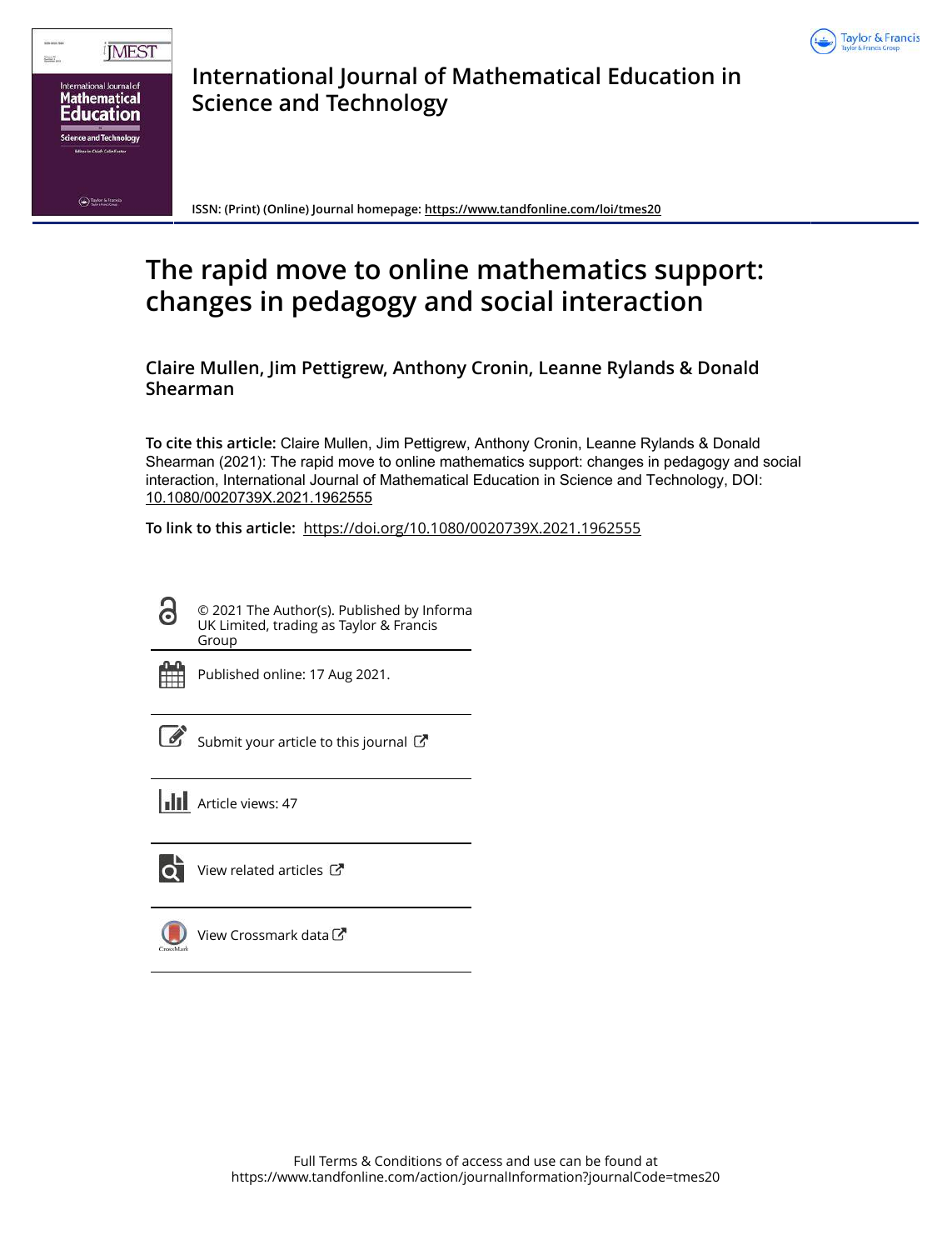# International Journal of Mathematical Education in Science and Technology

ISSN: (Print) (Online) Journal homepage: https://www.tandfonline.com/loi/tmes20

# The rapid move to online mathematics support: changes in pedagogy and social interaction

**Claire Mullen, Jim Pettigrew, Anthony Cronin, Leanne Rylands & Donald Shearman**

**To cite this article:** Claire Mullen, Jim Pettigrew, Anthony Cronin, Leanne Rylands & Donald Shearman (2021): The rapid move to online mathematics support: changes in pedagogy and social interaction, International Journal of Mathematical Education in Science and Technology, DOI: 10.1080/0020739X.2021.1962555

**To link to this article:** https://doi.org/10.1080/0020739X.2021.1962555

© 2021 The Author(s). Published by Informa UK Limited, trading as Taylor & Francis Group

Published online: 17 Aug 2021.

Submit your article to this journal

Article views: 47

View related articles

View Crossmark data

Full Terms & Conditions of access and use can be found at https://www.tandfonline.com/action/journalInformation?journalCode=tmes20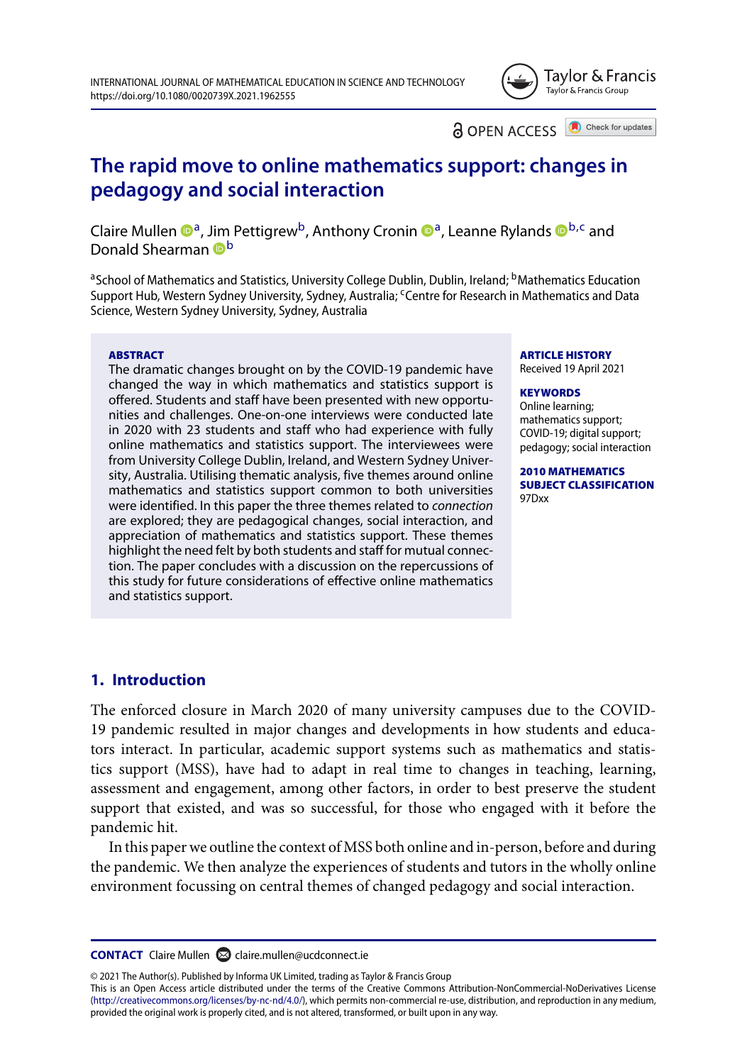# The rapid move to online mathematics support: changes in pedagogy and social interaction

Claire Mullen[a], Jim Pettigrew[b], Anthony Cronin[a], Leanne Rylands[b,c] and Donald Shearman[b]

[a]School of Mathematics and Statistics, University College Dublin, Dublin, Ireland; [b]Mathematics Education Support Hub, Western Sydney University, Sydney, Australia; [c]Centre for Research in Mathematics and Data Science, Western Sydney University, Sydney, Australia

**ABSTRACT**

The dramatic changes brought on by the COVID-19 pandemic have changed the way in which mathematics and statistics support is offered. Students and staff have been presented with new opportunities and challenges. One-on-one interviews were conducted late in 2020 with 23 students and staff who had experience with fully online mathematics and statistics support. The interviewees were from University College Dublin, Ireland, and Western Sydney University, Australia. Utilising thematic analysis, five themes around online mathematics and statistics support common to both universities were identified. In this paper the three themes related to *connection* are explored; they are pedagogical changes, social interaction, and appreciation of mathematics and statistics support. These themes highlight the need felt by both students and staff for mutual connection. The paper concludes with a discussion on the repercussions of this study for future considerations of effective online mathematics and statistics support.

**ARTICLE HISTORY**
Received 19 April 2021

**KEYWORDS**
Online learning; mathematics support; COVID-19; digital support; pedagogy; social interaction

**2010 MATHEMATICS SUBJECT CLASSIFICATION**
97Dxx

## 1. Introduction

The enforced closure in March 2020 of many university campuses due to the COVID-19 pandemic resulted in major changes and developments in how students and educators interact. In particular, academic support systems such as mathematics and statistics support (MSS), have had to adapt in real time to changes in teaching, learning, assessment and engagement, among other factors, in order to best preserve the student support that existed, and was so successful, for those who engaged with it before the pandemic hit.

In this paper we outline the context of MSS both online and in-person, before and during the pandemic. We then analyze the experiences of students and tutors in the wholly online environment focussing on central themes of changed pedagogy and social interaction.

**CONTACT** Claire Mullen claire.mullen@ucdconnect.ie

© 2021 The Author(s). Published by Informa UK Limited, trading as Taylor & Francis Group
This is an Open Access article distributed under the terms of the Creative Commons Attribution-NonCommercial-NoDerivatives License (http://creativecommons.org/licenses/by-nc-nd/4.0/), which permits non-commercial re-use, distribution, and reproduction in any medium, provided the original work is properly cited, and is not altered, transformed, or built upon in any way.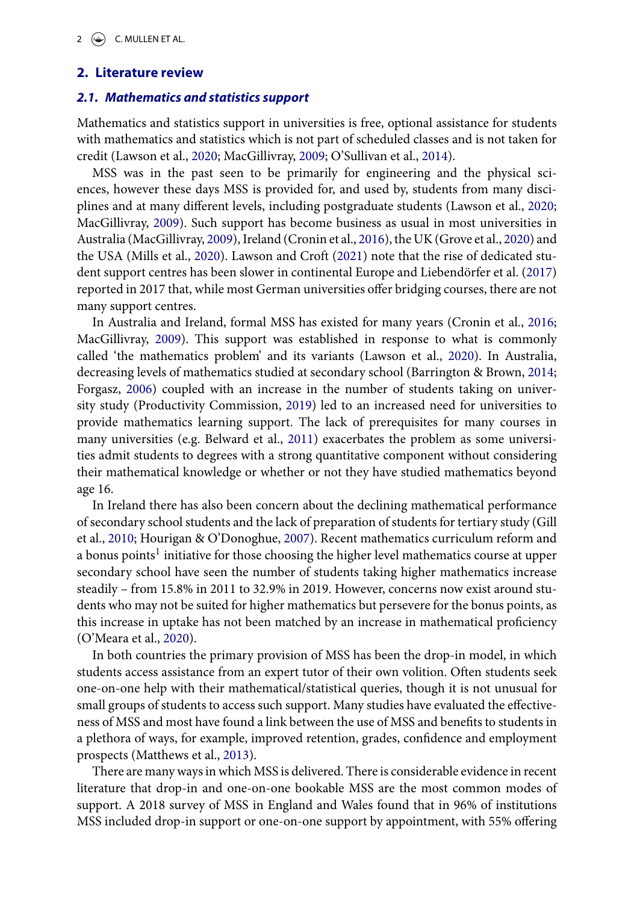## 2. Literature review

### 2.1. Mathematics and statistics support

Mathematics and statistics support in universities is free, optional assistance for students with mathematics and statistics which is not part of scheduled classes and is not taken for credit (Lawson et al., 2020; MacGillivray, 2009; O'Sullivan et al., 2014).

MSS was in the past seen to be primarily for engineering and the physical sciences, however these days MSS is provided for, and used by, students from many disciplines and at many different levels, including postgraduate students (Lawson et al., 2020; MacGillivray, 2009). Such support has become business as usual in most universities in Australia (MacGillivray, 2009), Ireland (Cronin et al., 2016), the UK (Grove et al., 2020) and the USA (Mills et al., 2020). Lawson and Croft (2021) note that the rise of dedicated student support centres has been slower in continental Europe and Liebendörfer et al. (2017) reported in 2017 that, while most German universities offer bridging courses, there are not many support centres.

In Australia and Ireland, formal MSS has existed for many years (Cronin et al., 2016; MacGillivray, 2009). This support was established in response to what is commonly called 'the mathematics problem' and its variants (Lawson et al., 2020). In Australia, decreasing levels of mathematics studied at secondary school (Barrington & Brown, 2014; Forgasz, 2006) coupled with an increase in the number of students taking on university study (Productivity Commission, 2019) led to an increased need for universities to provide mathematics learning support. The lack of prerequisites for many courses in many universities (e.g. Belward et al., 2011) exacerbates the problem as some universities admit students to degrees with a strong quantitative component without considering their mathematical knowledge or whether or not they have studied mathematics beyond age 16.

In Ireland there has also been concern about the declining mathematical performance of secondary school students and the lack of preparation of students for tertiary study (Gill et al., 2010; Hourigan & O'Donoghue, 2007). Recent mathematics curriculum reform and a bonus points[1] initiative for those choosing the higher level mathematics course at upper secondary school have seen the number of students taking higher mathematics increase steadily – from 15.8% in 2011 to 32.9% in 2019. However, concerns now exist around students who may not be suited for higher mathematics but persevere for the bonus points, as this increase in uptake has not been matched by an increase in mathematical proficiency (O'Meara et al., 2020).

In both countries the primary provision of MSS has been the drop-in model, in which students access assistance from an expert tutor of their own volition. Often students seek one-on-one help with their mathematical/statistical queries, though it is not unusual for small groups of students to access such support. Many studies have evaluated the effectiveness of MSS and most have found a link between the use of MSS and benefits to students in a plethora of ways, for example, improved retention, grades, confidence and employment prospects (Matthews et al., 2013).

There are many ways in which MSS is delivered. There is considerable evidence in recent literature that drop-in and one-on-one bookable MSS are the most common modes of support. A 2018 survey of MSS in England and Wales found that in 96% of institutions MSS included drop-in support or one-on-one support by appointment, with 55% offering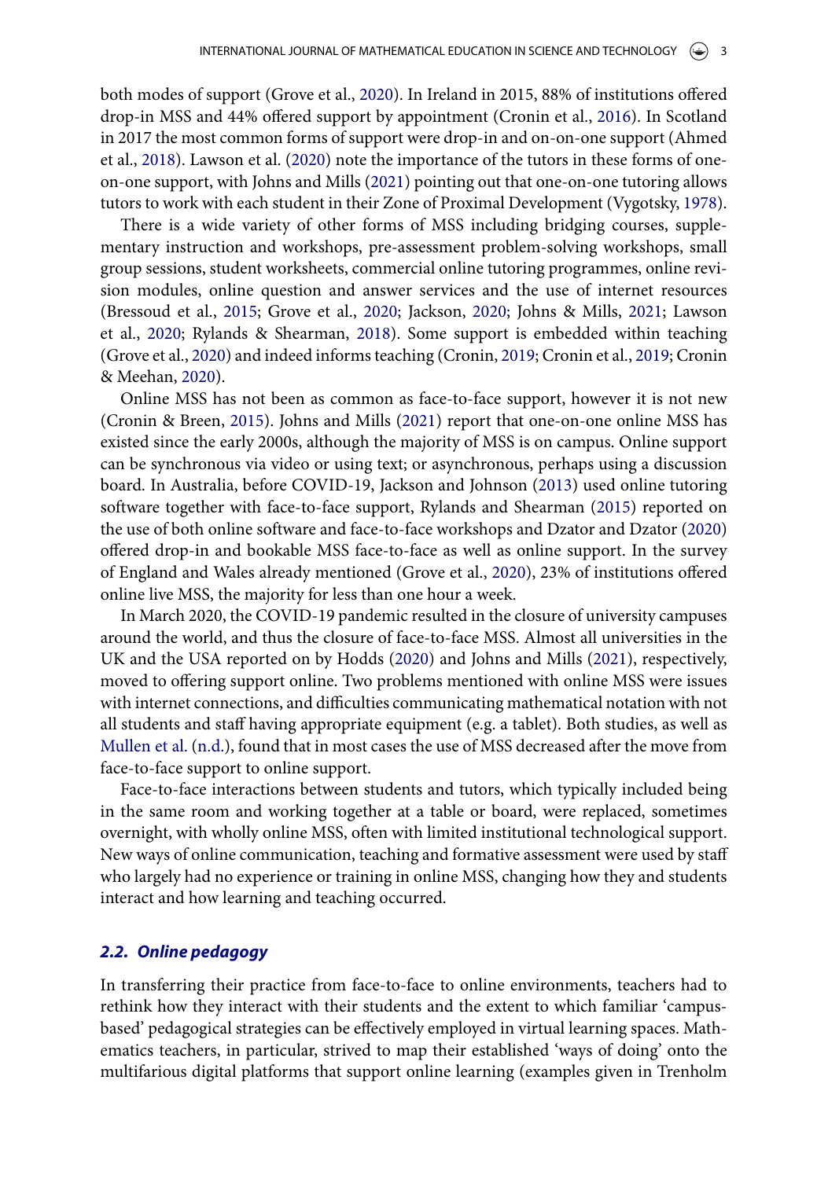both modes of support (Grove et al., 2020). In Ireland in 2015, 88% of institutions offered drop-in MSS and 44% offered support by appointment (Cronin et al., 2016). In Scotland in 2017 the most common forms of support were drop-in and on-on-one support (Ahmed et al., 2018). Lawson et al. (2020) note the importance of the tutors in these forms of one-on-one support, with Johns and Mills (2021) pointing out that one-on-one tutoring allows tutors to work with each student in their Zone of Proximal Development (Vygotsky, 1978).

There is a wide variety of other forms of MSS including bridging courses, supplementary instruction and workshops, pre-assessment problem-solving workshops, small group sessions, student worksheets, commercial online tutoring programmes, online revision modules, online question and answer services and the use of internet resources (Bressoud et al., 2015; Grove et al., 2020; Jackson, 2020; Johns & Mills, 2021; Lawson et al., 2020; Rylands & Shearman, 2018). Some support is embedded within teaching (Grove et al., 2020) and indeed informs teaching (Cronin, 2019; Cronin et al., 2019; Cronin & Meehan, 2020).

Online MSS has not been as common as face-to-face support, however it is not new (Cronin & Breen, 2015). Johns and Mills (2021) report that one-on-one online MSS has existed since the early 2000s, although the majority of MSS is on campus. Online support can be synchronous via video or using text; or asynchronous, perhaps using a discussion board. In Australia, before COVID-19, Jackson and Johnson (2013) used online tutoring software together with face-to-face support, Rylands and Shearman (2015) reported on the use of both online software and face-to-face workshops and Dzator and Dzator (2020) offered drop-in and bookable MSS face-to-face as well as online support. In the survey of England and Wales already mentioned (Grove et al., 2020), 23% of institutions offered online live MSS, the majority for less than one hour a week.

In March 2020, the COVID-19 pandemic resulted in the closure of university campuses around the world, and thus the closure of face-to-face MSS. Almost all universities in the UK and the USA reported on by Hodds (2020) and Johns and Mills (2021), respectively, moved to offering support online. Two problems mentioned with online MSS were issues with internet connections, and difficulties communicating mathematical notation with not all students and staff having appropriate equipment (e.g. a tablet). Both studies, as well as Mullen et al. (n.d.), found that in most cases the use of MSS decreased after the move from face-to-face support to online support.

Face-to-face interactions between students and tutors, which typically included being in the same room and working together at a table or board, were replaced, sometimes overnight, with wholly online MSS, often with limited institutional technological support. New ways of online communication, teaching and formative assessment were used by staff who largely had no experience or training in online MSS, changing how they and students interact and how learning and teaching occurred.

### *2.2. Online pedagogy*

In transferring their practice from face-to-face to online environments, teachers had to rethink how they interact with their students and the extent to which familiar 'campus-based' pedagogical strategies can be effectively employed in virtual learning spaces. Mathematics teachers, in particular, strived to map their established 'ways of doing' onto the multifarious digital platforms that support online learning (examples given in Trenholm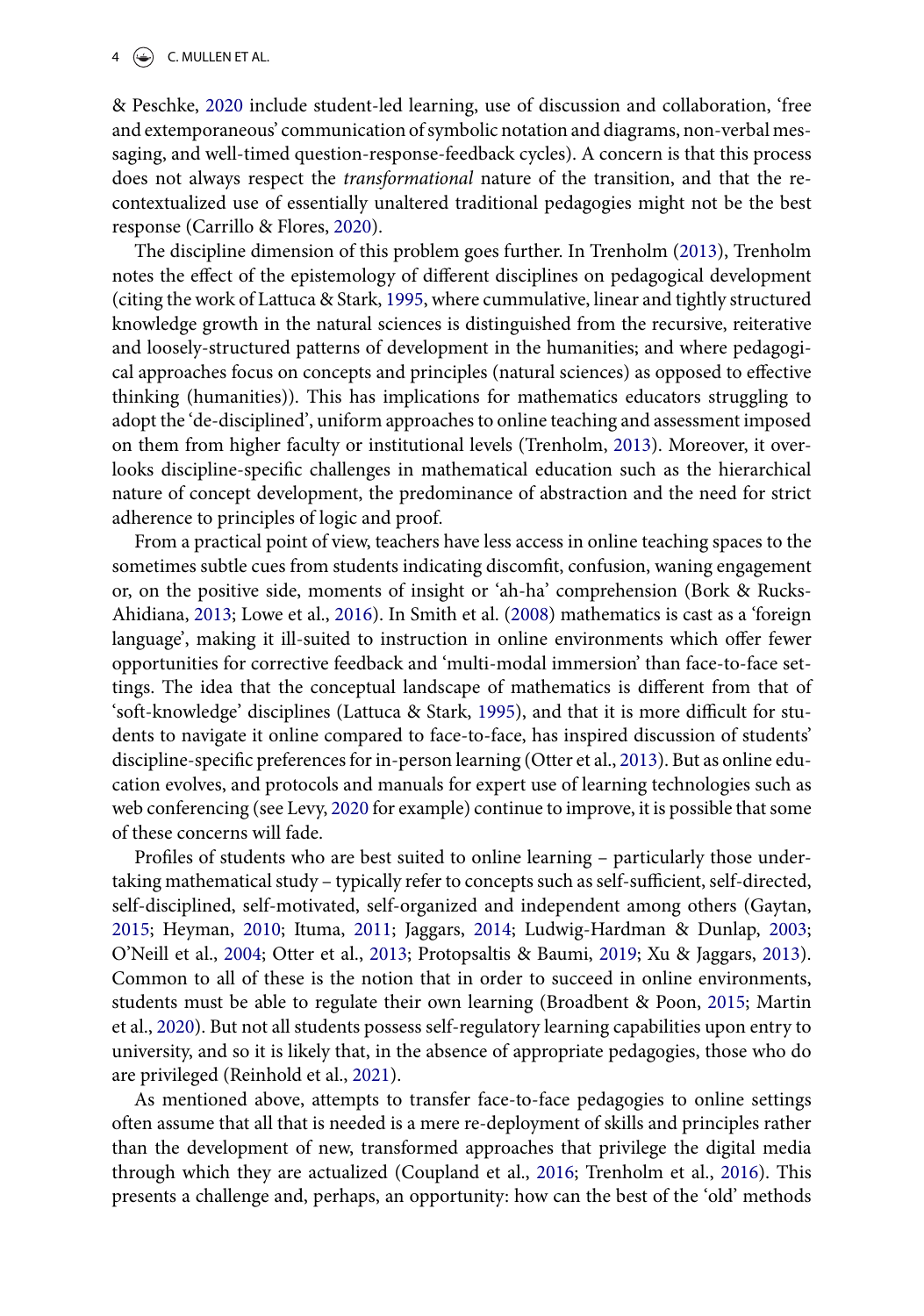& Peschke, 2020 include student-led learning, use of discussion and collaboration, 'free and extemporaneous' communication of symbolic notation and diagrams, non-verbal messaging, and well-timed question-response-feedback cycles). A concern is that this process does not always respect the *transformational* nature of the transition, and that the re-contextualized use of essentially unaltered traditional pedagogies might not be the best response (Carrillo & Flores, 2020).

The discipline dimension of this problem goes further. In Trenholm (2013), Trenholm notes the effect of the epistemology of different disciplines on pedagogical development (citing the work of Lattuca & Stark, 1995, where cummulative, linear and tightly structured knowledge growth in the natural sciences is distinguished from the recursive, reiterative and loosely-structured patterns of development in the humanities; and where pedagogical approaches focus on concepts and principles (natural sciences) as opposed to effective thinking (humanities)). This has implications for mathematics educators struggling to adopt the 'de-disciplined', uniform approaches to online teaching and assessment imposed on them from higher faculty or institutional levels (Trenholm, 2013). Moreover, it overlooks discipline-specific challenges in mathematical education such as the hierarchical nature of concept development, the predominance of abstraction and the need for strict adherence to principles of logic and proof.

From a practical point of view, teachers have less access in online teaching spaces to the sometimes subtle cues from students indicating discomfit, confusion, waning engagement or, on the positive side, moments of insight or 'ah-ha' comprehension (Bork & Rucks-Ahidiana, 2013; Lowe et al., 2016). In Smith et al. (2008) mathematics is cast as a 'foreign language', making it ill-suited to instruction in online environments which offer fewer opportunities for corrective feedback and 'multi-modal immersion' than face-to-face settings. The idea that the conceptual landscape of mathematics is different from that of 'soft-knowledge' disciplines (Lattuca & Stark, 1995), and that it is more difficult for students to navigate it online compared to face-to-face, has inspired discussion of students' discipline-specific preferences for in-person learning (Otter et al., 2013). But as online education evolves, and protocols and manuals for expert use of learning technologies such as web conferencing (see Levy, 2020 for example) continue to improve, it is possible that some of these concerns will fade.

Profiles of students who are best suited to online learning – particularly those undertaking mathematical study – typically refer to concepts such as self-sufficient, self-directed, self-disciplined, self-motivated, self-organized and independent among others (Gaytan, 2015; Heyman, 2010; Ituma, 2011; Jaggars, 2014; Ludwig-Hardman & Dunlap, 2003; O'Neill et al., 2004; Otter et al., 2013; Protopsaltis & Baumi, 2019; Xu & Jaggars, 2013). Common to all of these is the notion that in order to succeed in online environments, students must be able to regulate their own learning (Broadbent & Poon, 2015; Martin et al., 2020). But not all students possess self-regulatory learning capabilities upon entry to university, and so it is likely that, in the absence of appropriate pedagogies, those who do are privileged (Reinhold et al., 2021).

As mentioned above, attempts to transfer face-to-face pedagogies to online settings often assume that all that is needed is a mere re-deployment of skills and principles rather than the development of new, transformed approaches that privilege the digital media through which they are actualized (Coupland et al., 2016; Trenholm et al., 2016). This presents a challenge and, perhaps, an opportunity: how can the best of the 'old' methods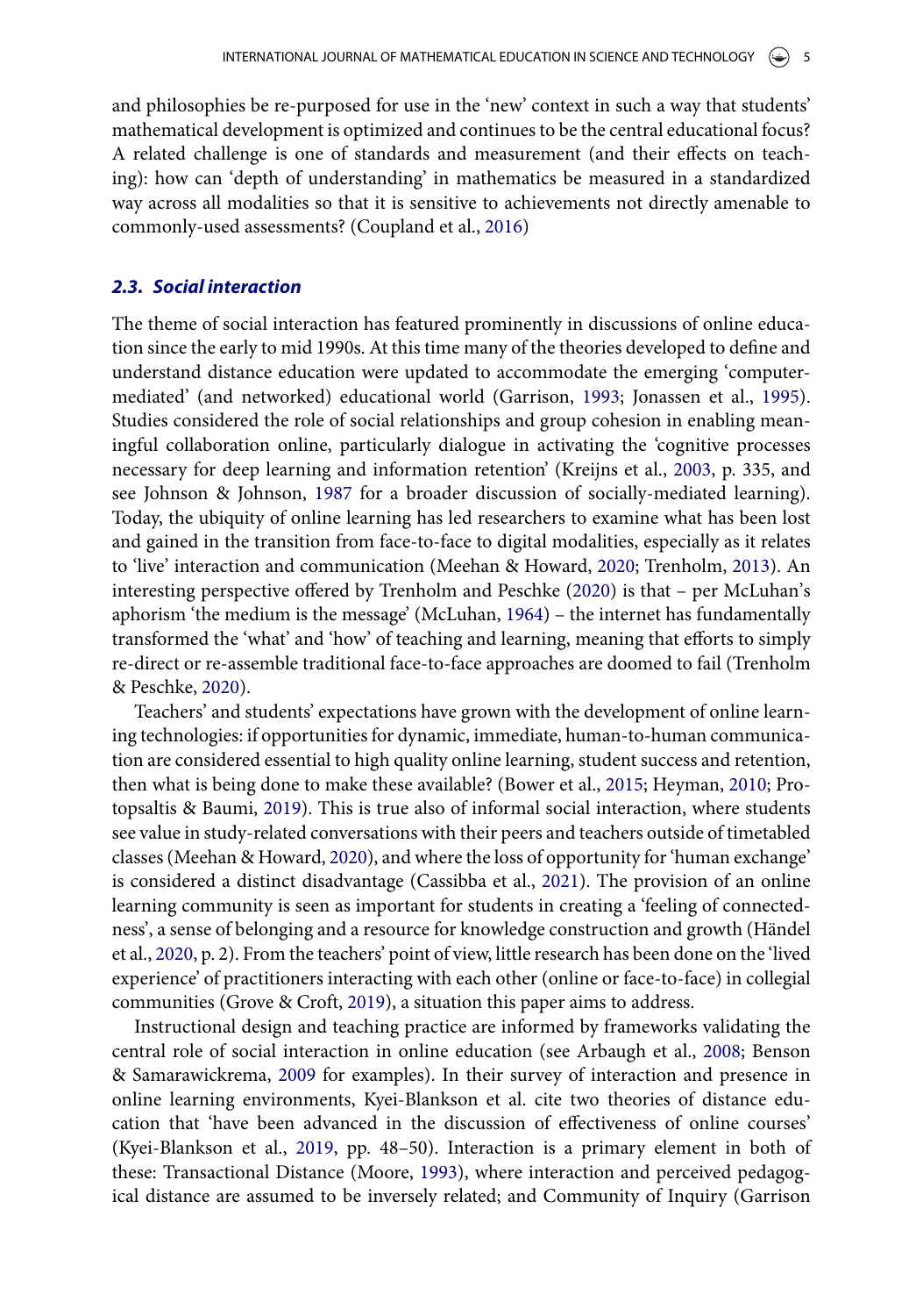and philosophies be re-purposed for use in the 'new' context in such a way that students' mathematical development is optimized and continues to be the central educational focus? A related challenge is one of standards and measurement (and their effects on teaching): how can 'depth of understanding' in mathematics be measured in a standardized way across all modalities so that it is sensitive to achievements not directly amenable to commonly-used assessments? (Coupland et al., 2016)

### *2.3. Social interaction*

The theme of social interaction has featured prominently in discussions of online education since the early to mid 1990s. At this time many of the theories developed to define and understand distance education were updated to accommodate the emerging 'computer-mediated' (and networked) educational world (Garrison, 1993; Jonassen et al., 1995). Studies considered the role of social relationships and group cohesion in enabling meaningful collaboration online, particularly dialogue in activating the 'cognitive processes necessary for deep learning and information retention' (Kreijns et al., 2003, p. 335, and see Johnson & Johnson, 1987 for a broader discussion of socially-mediated learning). Today, the ubiquity of online learning has led researchers to examine what has been lost and gained in the transition from face-to-face to digital modalities, especially as it relates to 'live' interaction and communication (Meehan & Howard, 2020; Trenholm, 2013). An interesting perspective offered by Trenholm and Peschke (2020) is that – per McLuhan's aphorism 'the medium is the message' (McLuhan, 1964) – the internet has fundamentally transformed the 'what' and 'how' of teaching and learning, meaning that efforts to simply re-direct or re-assemble traditional face-to-face approaches are doomed to fail (Trenholm & Peschke, 2020).

Teachers' and students' expectations have grown with the development of online learning technologies: if opportunities for dynamic, immediate, human-to-human communication are considered essential to high quality online learning, student success and retention, then what is being done to make these available? (Bower et al., 2015; Heyman, 2010; Protopsaltis & Baumi, 2019). This is true also of informal social interaction, where students see value in study-related conversations with their peers and teachers outside of timetabled classes (Meehan & Howard, 2020), and where the loss of opportunity for 'human exchange' is considered a distinct disadvantage (Cassibba et al., 2021). The provision of an online learning community is seen as important for students in creating a 'feeling of connectedness', a sense of belonging and a resource for knowledge construction and growth (Händel et al., 2020, p. 2). From the teachers' point of view, little research has been done on the 'lived experience' of practitioners interacting with each other (online or face-to-face) in collegial communities (Grove & Croft, 2019), a situation this paper aims to address.

Instructional design and teaching practice are informed by frameworks validating the central role of social interaction in online education (see Arbaugh et al., 2008; Benson & Samarawickrema, 2009 for examples). In their survey of interaction and presence in online learning environments, Kyei-Blankson et al. cite two theories of distance education that 'have been advanced in the discussion of effectiveness of online courses' (Kyei-Blankson et al., 2019, pp. 48–50). Interaction is a primary element in both of these: Transactional Distance (Moore, 1993), where interaction and perceived pedagogical distance are assumed to be inversely related; and Community of Inquiry (Garrison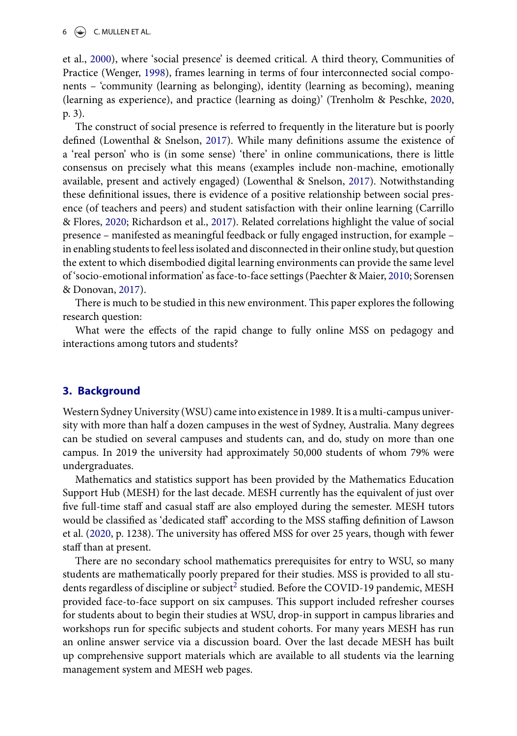et al., 2000), where 'social presence' is deemed critical. A third theory, Communities of Practice (Wenger, 1998), frames learning in terms of four interconnected social components – 'community (learning as belonging), identity (learning as becoming), meaning (learning as experience), and practice (learning as doing)' (Trenholm & Peschke, 2020, p. 3).

The construct of social presence is referred to frequently in the literature but is poorly defined (Lowenthal & Snelson, 2017). While many definitions assume the existence of a 'real person' who is (in some sense) 'there' in online communications, there is little consensus on precisely what this means (examples include non-machine, emotionally available, present and actively engaged) (Lowenthal & Snelson, 2017). Notwithstanding these definitional issues, there is evidence of a positive relationship between social presence (of teachers and peers) and student satisfaction with their online learning (Carrillo & Flores, 2020; Richardson et al., 2017). Related correlations highlight the value of social presence – manifested as meaningful feedback or fully engaged instruction, for example – in enabling students to feel less isolated and disconnected in their online study, but question the extent to which disembodied digital learning environments can provide the same level of 'socio-emotional information' as face-to-face settings (Paechter & Maier, 2010; Sorensen & Donovan, 2017).

There is much to be studied in this new environment. This paper explores the following research question:

What were the effects of the rapid change to fully online MSS on pedagogy and interactions among tutors and students?

## 3. Background

Western Sydney University (WSU) came into existence in 1989. It is a multi-campus university with more than half a dozen campuses in the west of Sydney, Australia. Many degrees can be studied on several campuses and students can, and do, study on more than one campus. In 2019 the university had approximately 50,000 students of whom 79% were undergraduates.

Mathematics and statistics support has been provided by the Mathematics Education Support Hub (MESH) for the last decade. MESH currently has the equivalent of just over five full-time staff and casual staff are also employed during the semester. MESH tutors would be classified as 'dedicated staff' according to the MSS staffing definition of Lawson et al. (2020, p. 1238). The university has offered MSS for over 25 years, though with fewer staff than at present.

There are no secondary school mathematics prerequisites for entry to WSU, so many students are mathematically poorly prepared for their studies. MSS is provided to all students regardless of discipline or subject[2] studied. Before the COVID-19 pandemic, MESH provided face-to-face support on six campuses. This support included refresher courses for students about to begin their studies at WSU, drop-in support in campus libraries and workshops run for specific subjects and student cohorts. For many years MESH has run an online answer service via a discussion board. Over the last decade MESH has built up comprehensive support materials which are available to all students via the learning management system and MESH web pages.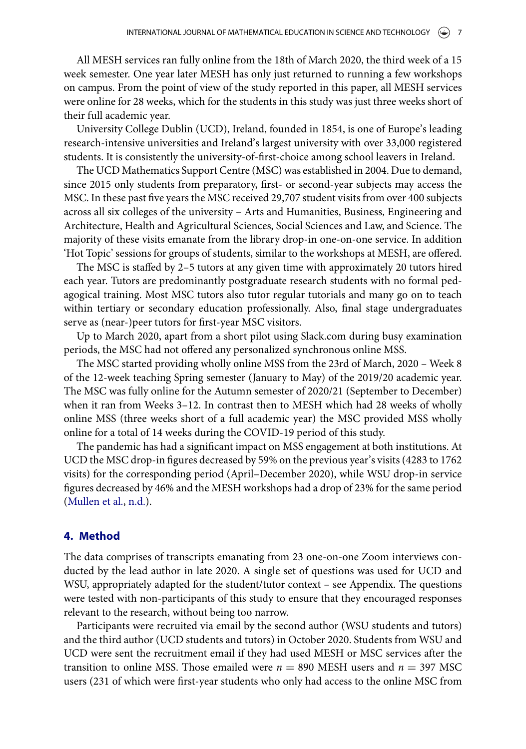All MESH services ran fully online from the 18th of March 2020, the third week of a 15 week semester. One year later MESH has only just returned to running a few workshops on campus. From the point of view of the study reported in this paper, all MESH services were online for 28 weeks, which for the students in this study was just three weeks short of their full academic year.

University College Dublin (UCD), Ireland, founded in 1854, is one of Europe's leading research-intensive universities and Ireland's largest university with over 33,000 registered students. It is consistently the university-of-first-choice among school leavers in Ireland.

The UCD Mathematics Support Centre (MSC) was established in 2004. Due to demand, since 2015 only students from preparatory, first- or second-year subjects may access the MSC. In these past five years the MSC received 29,707 student visits from over 400 subjects across all six colleges of the university – Arts and Humanities, Business, Engineering and Architecture, Health and Agricultural Sciences, Social Sciences and Law, and Science. The majority of these visits emanate from the library drop-in one-on-one service. In addition 'Hot Topic' sessions for groups of students, similar to the workshops at MESH, are offered.

The MSC is staffed by 2–5 tutors at any given time with approximately 20 tutors hired each year. Tutors are predominantly postgraduate research students with no formal pedagogical training. Most MSC tutors also tutor regular tutorials and many go on to teach within tertiary or secondary education professionally. Also, final stage undergraduates serve as (near-)peer tutors for first-year MSC visitors.

Up to March 2020, apart from a short pilot using Slack.com during busy examination periods, the MSC had not offered any personalized synchronous online MSS.

The MSC started providing wholly online MSS from the 23rd of March, 2020 – Week 8 of the 12-week teaching Spring semester (January to May) of the 2019/20 academic year. The MSC was fully online for the Autumn semester of 2020/21 (September to December) when it ran from Weeks 3–12. In contrast then to MESH which had 28 weeks of wholly online MSS (three weeks short of a full academic year) the MSC provided MSS wholly online for a total of 14 weeks during the COVID-19 period of this study.

The pandemic has had a significant impact on MSS engagement at both institutions. At UCD the MSC drop-in figures decreased by 59% on the previous year's visits (4283 to 1762 visits) for the corresponding period (April–December 2020), while WSU drop-in service figures decreased by 46% and the MESH workshops had a drop of 23% for the same period (Mullen et al., n.d.).

## 4. Method

The data comprises of transcripts emanating from 23 one-on-one Zoom interviews conducted by the lead author in late 2020. A single set of questions was used for UCD and WSU, appropriately adapted for the student/tutor context – see Appendix. The questions were tested with non-participants of this study to ensure that they encouraged responses relevant to the research, without being too narrow.

Participants were recruited via email by the second author (WSU students and tutors) and the third author (UCD students and tutors) in October 2020. Students from WSU and UCD were sent the recruitment email if they had used MESH or MSC services after the transition to online MSS. Those emailed were $n = 890$ MESH users and $n = 397$ MSC users (231 of which were first-year students who only had access to the online MSC from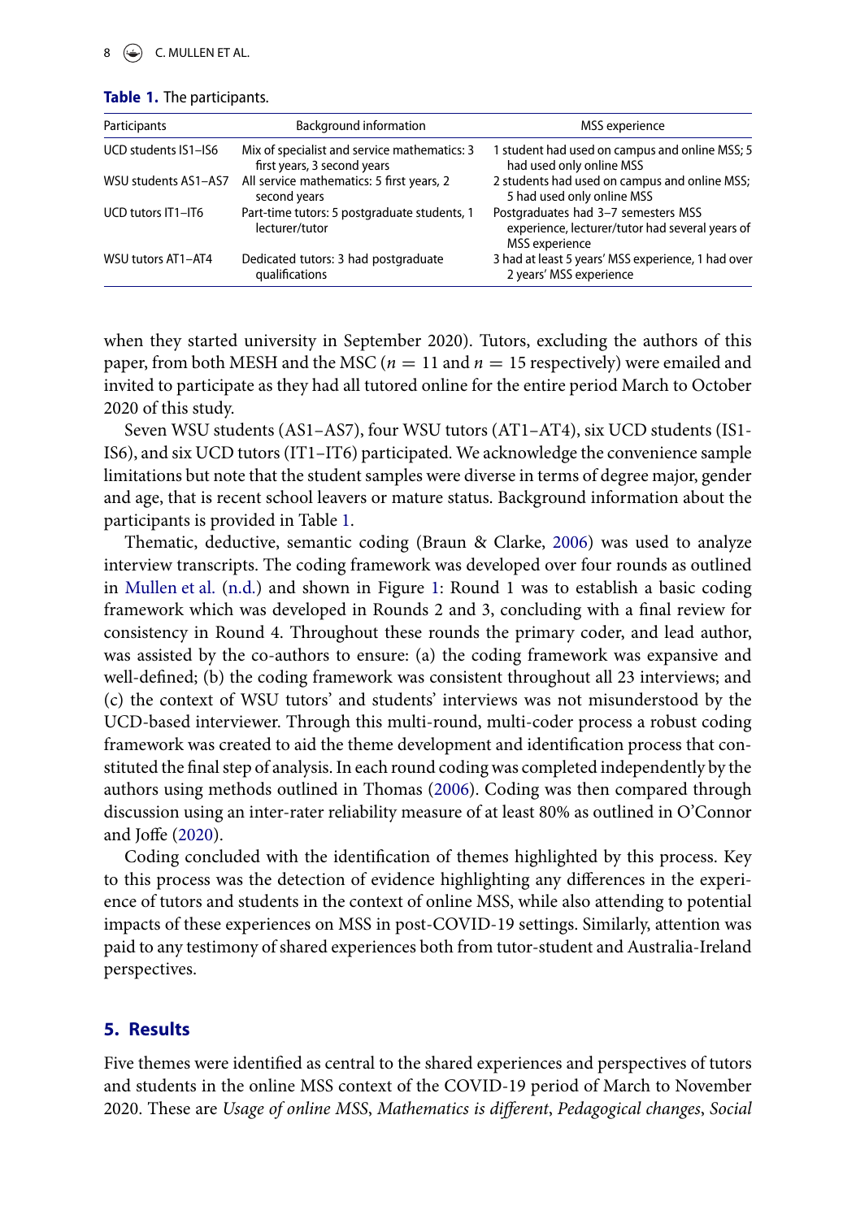**Table 1.** The participants.

| Participants | Background information | MSS experience |
|---|---|---|
| UCD students IS1–IS6 | Mix of specialist and service mathematics: 3 first years, 3 second years | 1 student had used on campus and online MSS; 5 had used only online MSS |
| WSU students AS1–AS7 | All service mathematics: 5 first years, 2 second years | 2 students had used on campus and online MSS; 5 had used only online MSS |
| UCD tutors IT1–IT6 | Part-time tutors: 5 postgraduate students, 1 lecturer/tutor | Postgraduates had 3–7 semesters MSS experience, lecturer/tutor had several years of MSS experience |
| WSU tutors AT1–AT4 | Dedicated tutors: 3 had postgraduate qualifications | 3 had at least 5 years' MSS experience, 1 had over 2 years' MSS experience |

when they started university in September 2020). Tutors, excluding the authors of this paper, from both MESH and the MSC ($n = 11$ and $n = 15$ respectively) were emailed and invited to participate as they had all tutored online for the entire period March to October 2020 of this study.

Seven WSU students (AS1–AS7), four WSU tutors (AT1–AT4), six UCD students (IS1-IS6), and six UCD tutors (IT1–IT6) participated. We acknowledge the convenience sample limitations but note that the student samples were diverse in terms of degree major, gender and age, that is recent school leavers or mature status. Background information about the participants is provided in Table 1.

Thematic, deductive, semantic coding (Braun & Clarke, 2006) was used to analyze interview transcripts. The coding framework was developed over four rounds as outlined in Mullen et al. (n.d.) and shown in Figure 1: Round 1 was to establish a basic coding framework which was developed in Rounds 2 and 3, concluding with a final review for consistency in Round 4. Throughout these rounds the primary coder, and lead author, was assisted by the co-authors to ensure: (a) the coding framework was expansive and well-defined; (b) the coding framework was consistent throughout all 23 interviews; and (c) the context of WSU tutors' and students' interviews was not misunderstood by the UCD-based interviewer. Through this multi-round, multi-coder process a robust coding framework was created to aid the theme development and identification process that constituted the final step of analysis. In each round coding was completed independently by the authors using methods outlined in Thomas (2006). Coding was then compared through discussion using an inter-rater reliability measure of at least 80% as outlined in O'Connor and Joffe (2020).

Coding concluded with the identification of themes highlighted by this process. Key to this process was the detection of evidence highlighting any differences in the experience of tutors and students in the context of online MSS, while also attending to potential impacts of these experiences on MSS in post-COVID-19 settings. Similarly, attention was paid to any testimony of shared experiences both from tutor-student and Australia-Ireland perspectives.

## 5. Results

Five themes were identified as central to the shared experiences and perspectives of tutors and students in the online MSS context of the COVID-19 period of March to November 2020. These are *Usage of online MSS*, *Mathematics is different*, *Pedagogical changes*, *Social*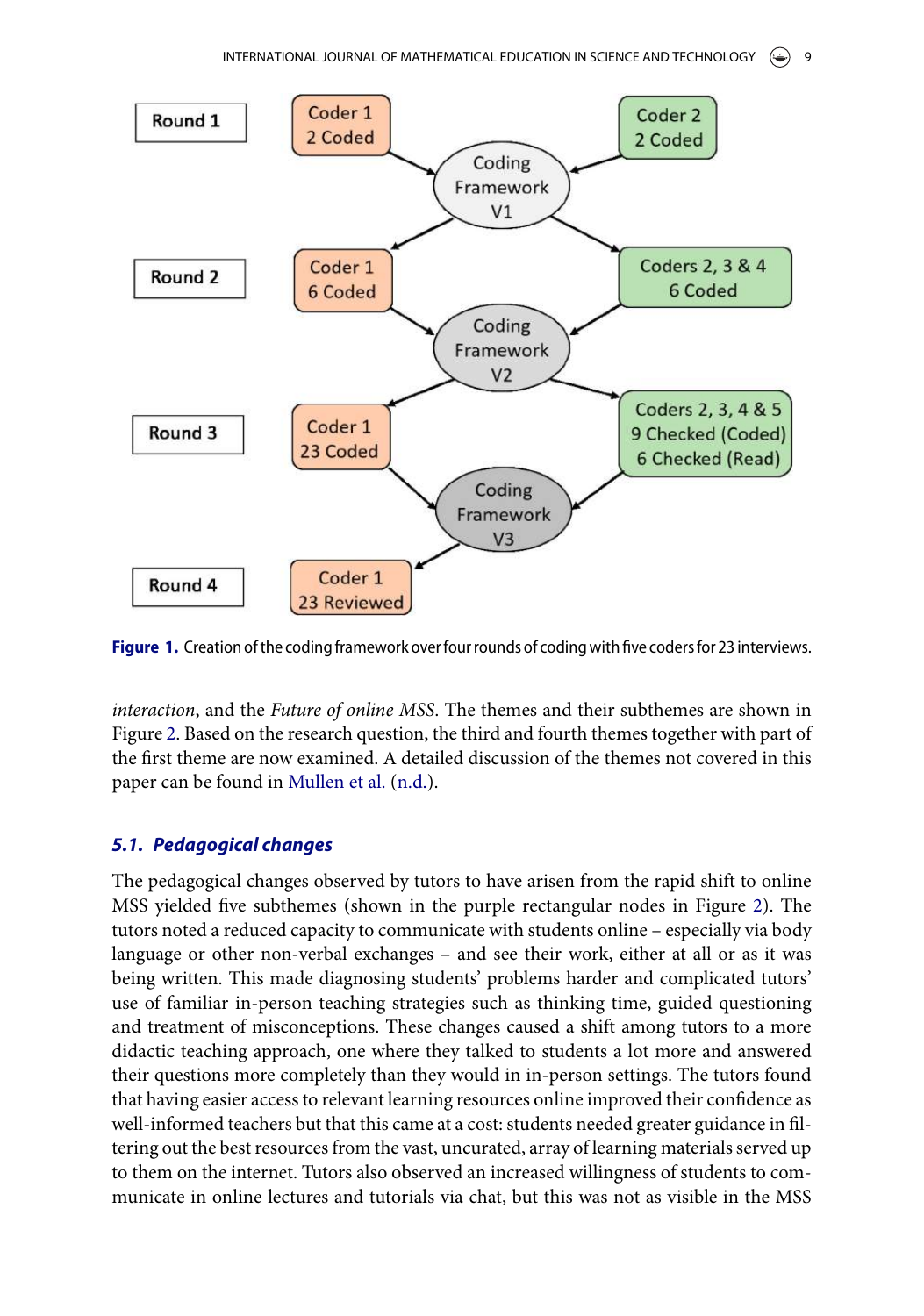Round 1

Coder 1
2 Coded

Coder 2
2 Coded

Coding
Framework
V1

Round 2

Coder 1
6 Coded

Coders 2, 3 & 4
6 Coded

Coding
Framework
V2

Round 3

Coder 1
23 Coded

Coders 2, 3, 4 & 5
9 Checked (Coded)
6 Checked (Read)

Coding
Framework
V3

Round 4

Coder 1
23 Reviewed

**Figure 1.** Creation of the coding framework over four rounds of coding with five coders for 23 interviews.

*interaction*, and the *Future of online MSS*. The themes and their subthemes are shown in Figure 2. Based on the research question, the third and fourth themes together with part of the first theme are now examined. A detailed discussion of the themes not covered in this paper can be found in Mullen et al. (n.d.).

### 5.1. Pedagogical changes

The pedagogical changes observed by tutors to have arisen from the rapid shift to online MSS yielded five subthemes (shown in the purple rectangular nodes in Figure 2). The tutors noted a reduced capacity to communicate with students online – especially via body language or other non-verbal exchanges – and see their work, either at all or as it was being written. This made diagnosing students' problems harder and complicated tutors' use of familiar in-person teaching strategies such as thinking time, guided questioning and treatment of misconceptions. These changes caused a shift among tutors to a more didactic teaching approach, one where they talked to students a lot more and answered their questions more completely than they would in in-person settings. The tutors found that having easier access to relevant learning resources online improved their confidence as well-informed teachers but that this came at a cost: students needed greater guidance in filtering out the best resources from the vast, uncurated, array of learning materials served up to them on the internet. Tutors also observed an increased willingness of students to communicate in online lectures and tutorials via chat, but this was not as visible in the MSS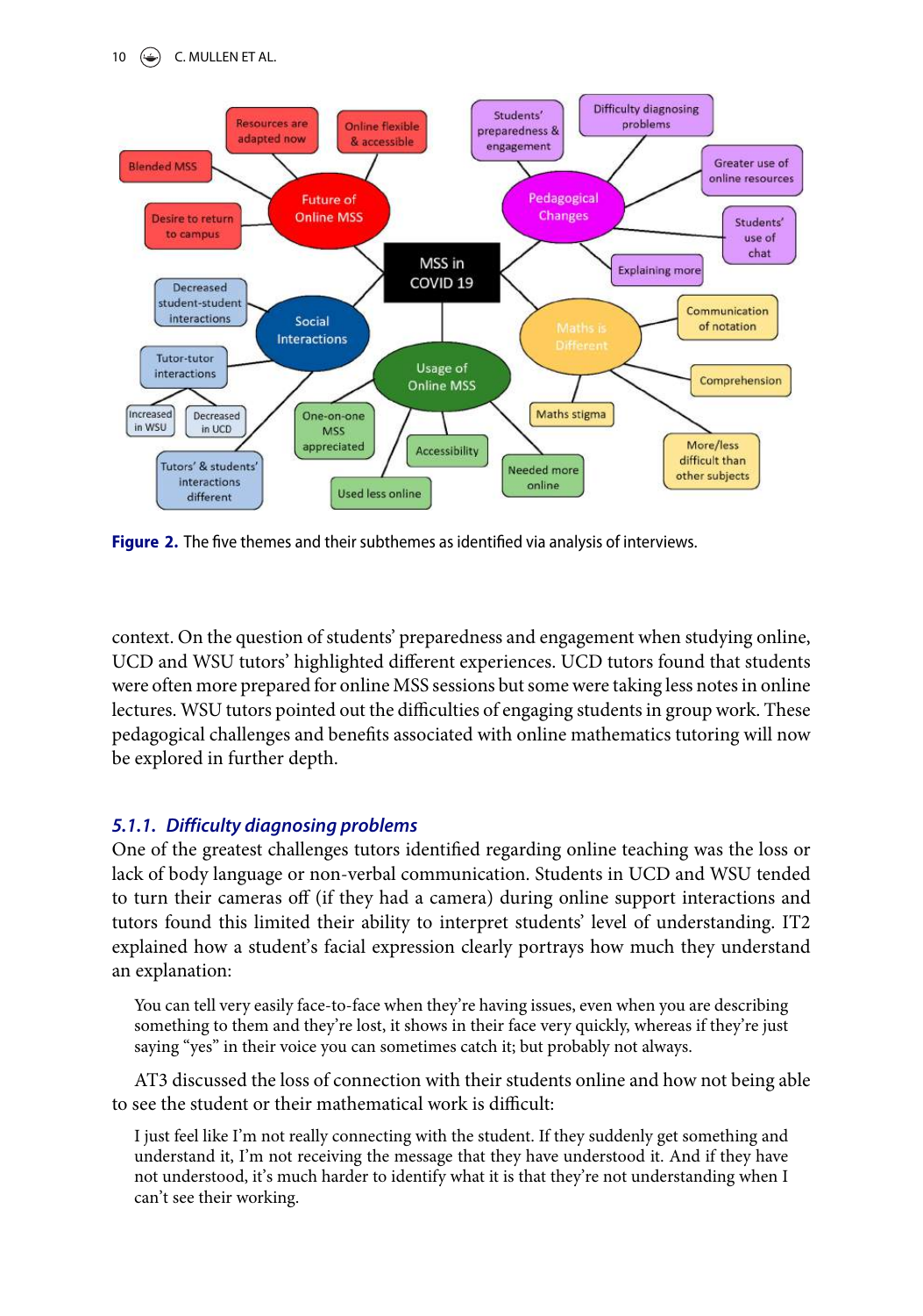Figure 2. The five themes and their subthemes as identified via analysis of interviews.

context. On the question of students' preparedness and engagement when studying online, UCD and WSU tutors' highlighted different experiences. UCD tutors found that students were often more prepared for online MSS sessions but some were taking less notes in online lectures. WSU tutors pointed out the difficulties of engaging students in group work. These pedagogical challenges and benefits associated with online mathematics tutoring will now be explored in further depth.

#### *5.1.1. Difficulty diagnosing problems*

One of the greatest challenges tutors identified regarding online teaching was the loss or lack of body language or non-verbal communication. Students in UCD and WSU tended to turn their cameras off (if they had a camera) during online support interactions and tutors found this limited their ability to interpret students' level of understanding. IT2 explained how a student's facial expression clearly portrays how much they understand an explanation:

> You can tell very easily face-to-face when they're having issues, even when you are describing something to them and they're lost, it shows in their face very quickly, whereas if they're just saying "yes" in their voice you can sometimes catch it; but probably not always.

AT3 discussed the loss of connection with their students online and how not being able to see the student or their mathematical work is difficult:

> I just feel like I'm not really connecting with the student. If they suddenly get something and understand it, I'm not receiving the message that they have understood it. And if they have not understood, it's much harder to identify what it is that they're not understanding when I can't see their working.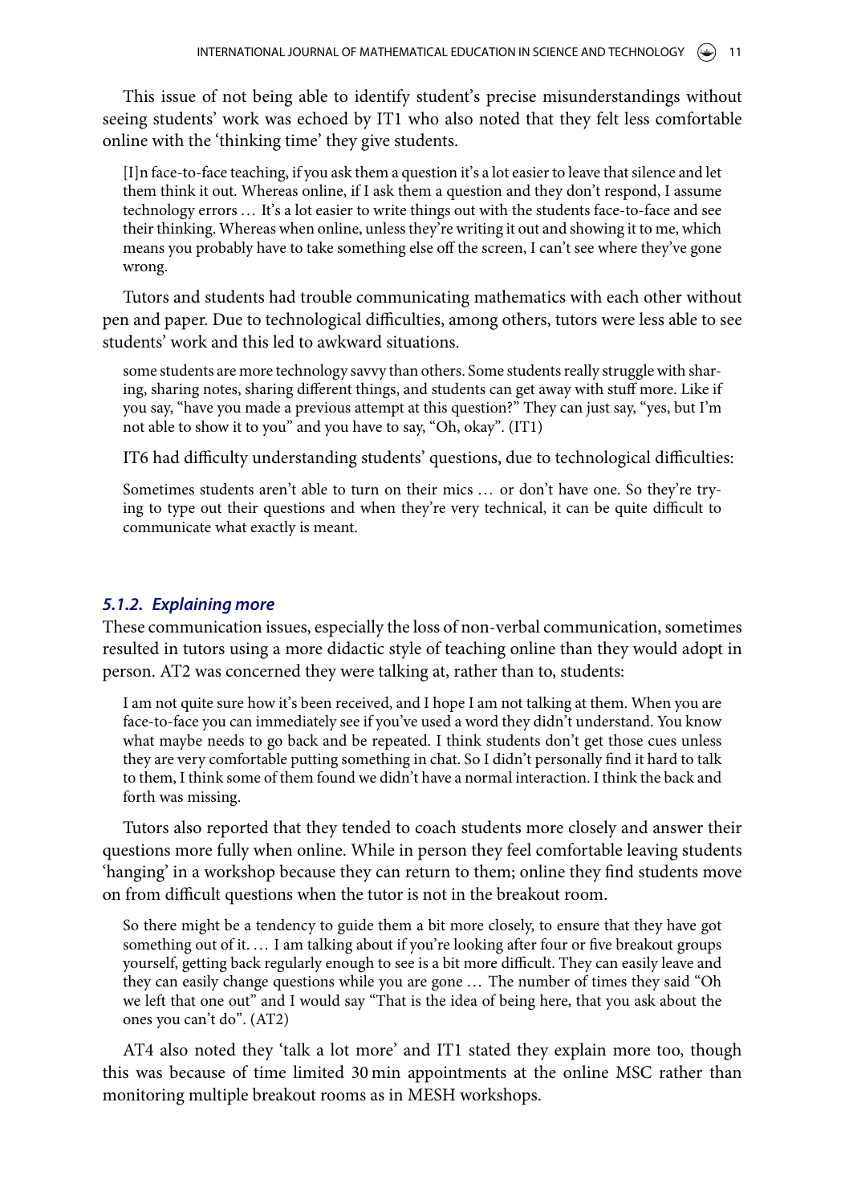This issue of not being able to identify student's precise misunderstandings without seeing students' work was echoed by IT1 who also noted that they felt less comfortable online with the 'thinking time' they give students.

> [I]n face-to-face teaching, if you ask them a question it's a lot easier to leave that silence and let them think it out. Whereas online, if I ask them a question and they don't respond, I assume technology errors … It's a lot easier to write things out with the students face-to-face and see their thinking. Whereas when online, unless they're writing it out and showing it to me, which means you probably have to take something else off the screen, I can't see where they've gone wrong.

Tutors and students had trouble communicating mathematics with each other without pen and paper. Due to technological difficulties, among others, tutors were less able to see students' work and this led to awkward situations.

> some students are more technology savvy than others. Some students really struggle with sharing, sharing notes, sharing different things, and students can get away with stuff more. Like if you say, "have you made a previous attempt at this question?" They can just say, "yes, but I'm not able to show it to you" and you have to say, "Oh, okay". (IT1)

IT6 had difficulty understanding students' questions, due to technological difficulties:

> Sometimes students aren't able to turn on their mics … or don't have one. So they're trying to type out their questions and when they're very technical, it can be quite difficult to communicate what exactly is meant.

### *5.1.2. Explaining more*

These communication issues, especially the loss of non-verbal communication, sometimes resulted in tutors using a more didactic style of teaching online than they would adopt in person. AT2 was concerned they were talking at, rather than to, students:

> I am not quite sure how it's been received, and I hope I am not talking at them. When you are face-to-face you can immediately see if you've used a word they didn't understand. You know what maybe needs to go back and be repeated. I think students don't get those cues unless they are very comfortable putting something in chat. So I didn't personally find it hard to talk to them, I think some of them found we didn't have a normal interaction. I think the back and forth was missing.

Tutors also reported that they tended to coach students more closely and answer their questions more fully when online. While in person they feel comfortable leaving students 'hanging' in a workshop because they can return to them; online they find students move on from difficult questions when the tutor is not in the breakout room.

> So there might be a tendency to guide them a bit more closely, to ensure that they have got something out of it. … I am talking about if you're looking after four or five breakout groups yourself, getting back regularly enough to see is a bit more difficult. They can easily leave and they can easily change questions while you are gone … The number of times they said "Oh we left that one out" and I would say "That is the idea of being here, that you ask about the ones you can't do". (AT2)

AT4 also noted they 'talk a lot more' and IT1 stated they explain more too, though this was because of time limited 30 min appointments at the online MSC rather than monitoring multiple breakout rooms as in MESH workshops.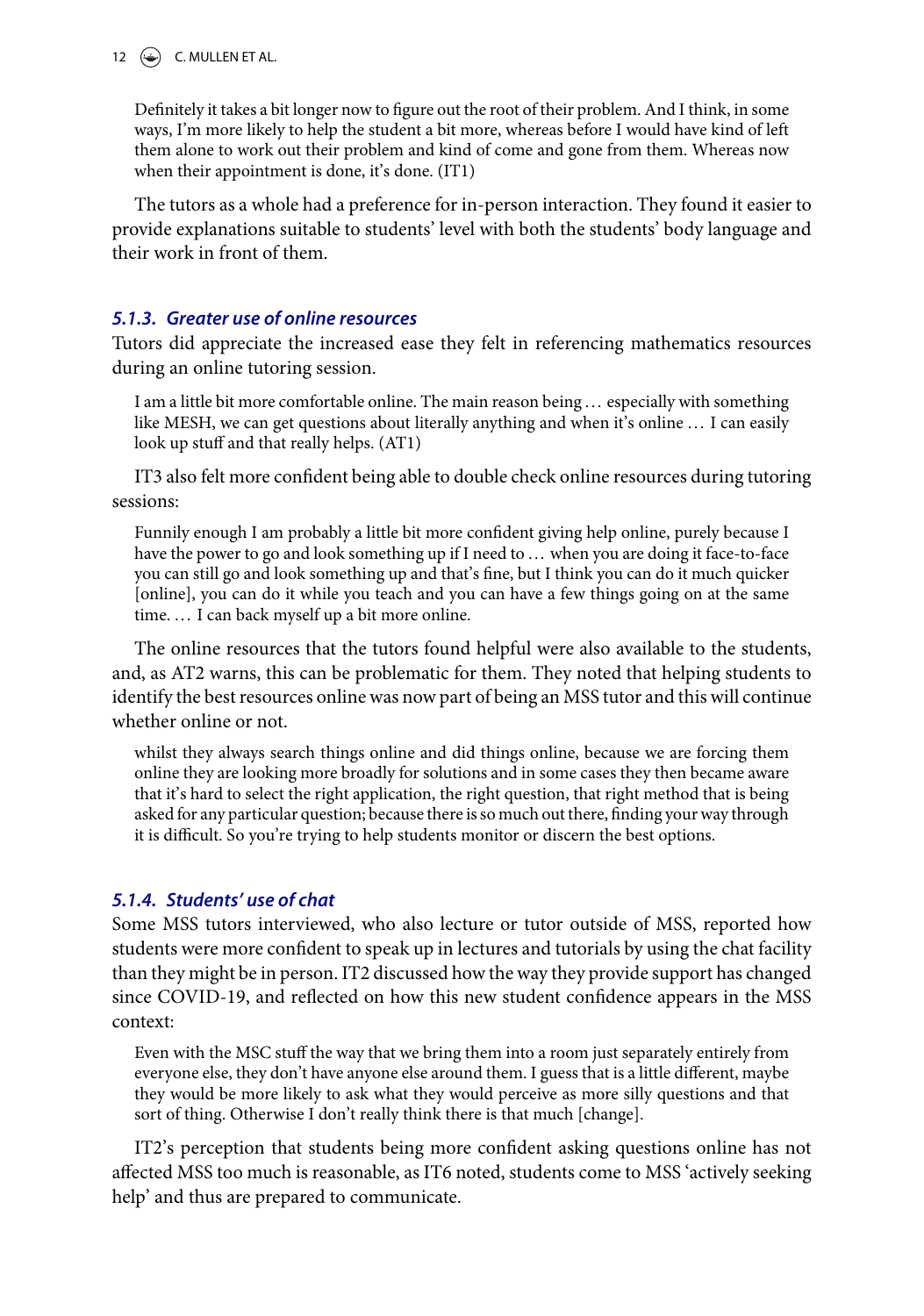> Definitely it takes a bit longer now to figure out the root of their problem. And I think, in some ways, I'm more likely to help the student a bit more, whereas before I would have kind of left them alone to work out their problem and kind of come and gone from them. Whereas now when their appointment is done, it's done. (IT1)

The tutors as a whole had a preference for in-person interaction. They found it easier to provide explanations suitable to students' level with both the students' body language and their work in front of them.

#### *5.1.3. Greater use of online resources*

Tutors did appreciate the increased ease they felt in referencing mathematics resources during an online tutoring session.

> I am a little bit more comfortable online. The main reason being … especially with something like MESH, we can get questions about literally anything and when it's online … I can easily look up stuff and that really helps. (AT1)

IT3 also felt more confident being able to double check online resources during tutoring sessions:

> Funnily enough I am probably a little bit more confident giving help online, purely because I have the power to go and look something up if I need to … when you are doing it face-to-face you can still go and look something up and that's fine, but I think you can do it much quicker [online], you can do it while you teach and you can have a few things going on at the same time. … I can back myself up a bit more online.

The online resources that the tutors found helpful were also available to the students, and, as AT2 warns, this can be problematic for them. They noted that helping students to identify the best resources online was now part of being an MSS tutor and this will continue whether online or not.

> whilst they always search things online and did things online, because we are forcing them online they are looking more broadly for solutions and in some cases they then became aware that it's hard to select the right application, the right question, that right method that is being asked for any particular question; because there is so much out there, finding your way through it is difficult. So you're trying to help students monitor or discern the best options.

#### *5.1.4. Students' use of chat*

Some MSS tutors interviewed, who also lecture or tutor outside of MSS, reported how students were more confident to speak up in lectures and tutorials by using the chat facility than they might be in person. IT2 discussed how the way they provide support has changed since COVID-19, and reflected on how this new student confidence appears in the MSS context:

> Even with the MSC stuff the way that we bring them into a room just separately entirely from everyone else, they don't have anyone else around them. I guess that is a little different, maybe they would be more likely to ask what they would perceive as more silly questions and that sort of thing. Otherwise I don't really think there is that much [change].

IT2's perception that students being more confident asking questions online has not affected MSS too much is reasonable, as IT6 noted, students come to MSS 'actively seeking help' and thus are prepared to communicate.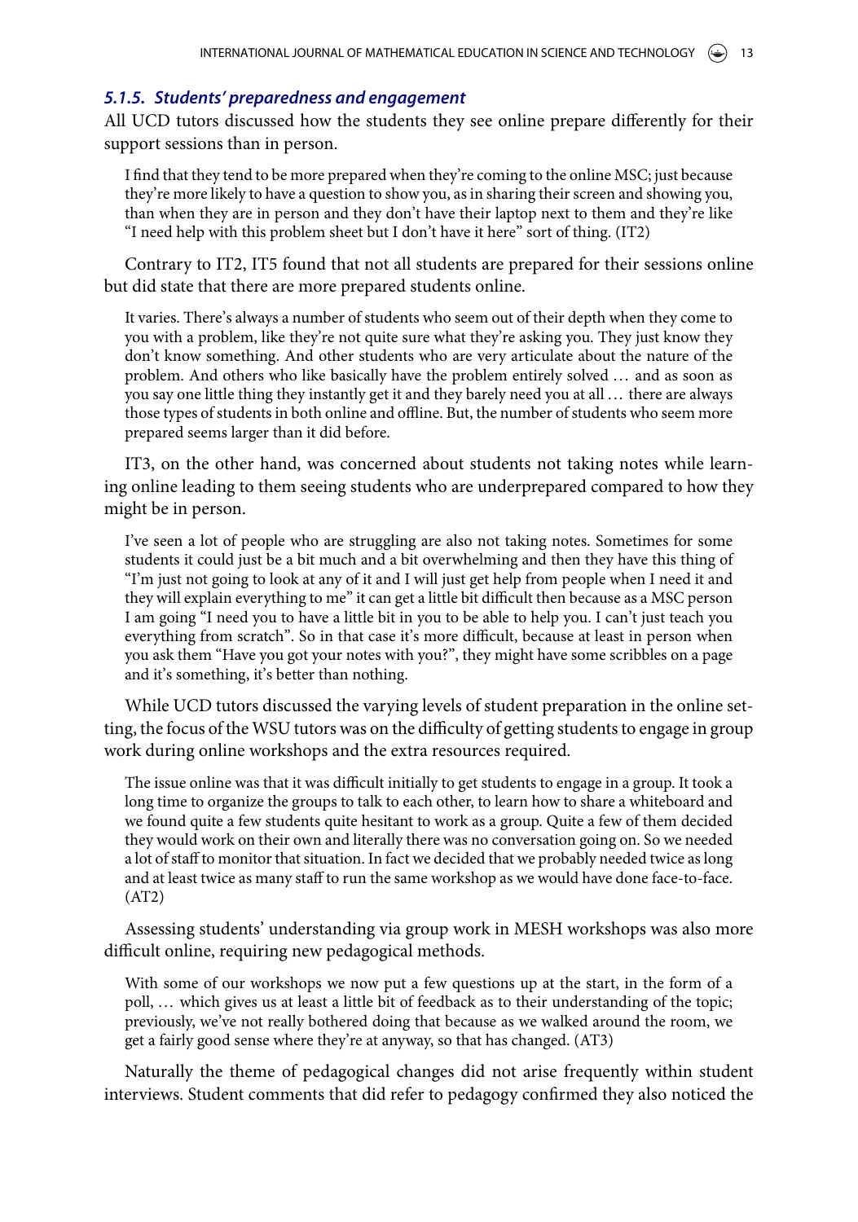### *5.1.5. Students' preparedness and engagement*

All UCD tutors discussed how the students they see online prepare differently for their support sessions than in person.

> I find that they tend to be more prepared when they're coming to the online MSC; just because they're more likely to have a question to show you, as in sharing their screen and showing you, than when they are in person and they don't have their laptop next to them and they're like "I need help with this problem sheet but I don't have it here" sort of thing. (IT2)

Contrary to IT2, IT5 found that not all students are prepared for their sessions online but did state that there are more prepared students online.

> It varies. There's always a number of students who seem out of their depth when they come to you with a problem, like they're not quite sure what they're asking you. They just know they don't know something. And other students who are very articulate about the nature of the problem. And others who like basically have the problem entirely solved … and as soon as you say one little thing they instantly get it and they barely need you at all … there are always those types of students in both online and offline. But, the number of students who seem more prepared seems larger than it did before.

IT3, on the other hand, was concerned about students not taking notes while learning online leading to them seeing students who are underprepared compared to how they might be in person.

> I've seen a lot of people who are struggling are also not taking notes. Sometimes for some students it could just be a bit much and a bit overwhelming and then they have this thing of "I'm just not going to look at any of it and I will just get help from people when I need it and they will explain everything to me" it can get a little bit difficult then because as a MSC person I am going "I need you to have a little bit in you to be able to help you. I can't just teach you everything from scratch". So in that case it's more difficult, because at least in person when you ask them "Have you got your notes with you?", they might have some scribbles on a page and it's something, it's better than nothing.

While UCD tutors discussed the varying levels of student preparation in the online setting, the focus of the WSU tutors was on the difficulty of getting students to engage in group work during online workshops and the extra resources required.

> The issue online was that it was difficult initially to get students to engage in a group. It took a long time to organize the groups to talk to each other, to learn how to share a whiteboard and we found quite a few students quite hesitant to work as a group. Quite a few of them decided they would work on their own and literally there was no conversation going on. So we needed a lot of staff to monitor that situation. In fact we decided that we probably needed twice as long and at least twice as many staff to run the same workshop as we would have done face-to-face. (AT2)

Assessing students' understanding via group work in MESH workshops was also more difficult online, requiring new pedagogical methods.

> With some of our workshops we now put a few questions up at the start, in the form of a poll, … which gives us at least a little bit of feedback as to their understanding of the topic; previously, we've not really bothered doing that because as we walked around the room, we get a fairly good sense where they're at anyway, so that has changed. (AT3)

Naturally the theme of pedagogical changes did not arise frequently within student interviews. Student comments that did refer to pedagogy confirmed they also noticed the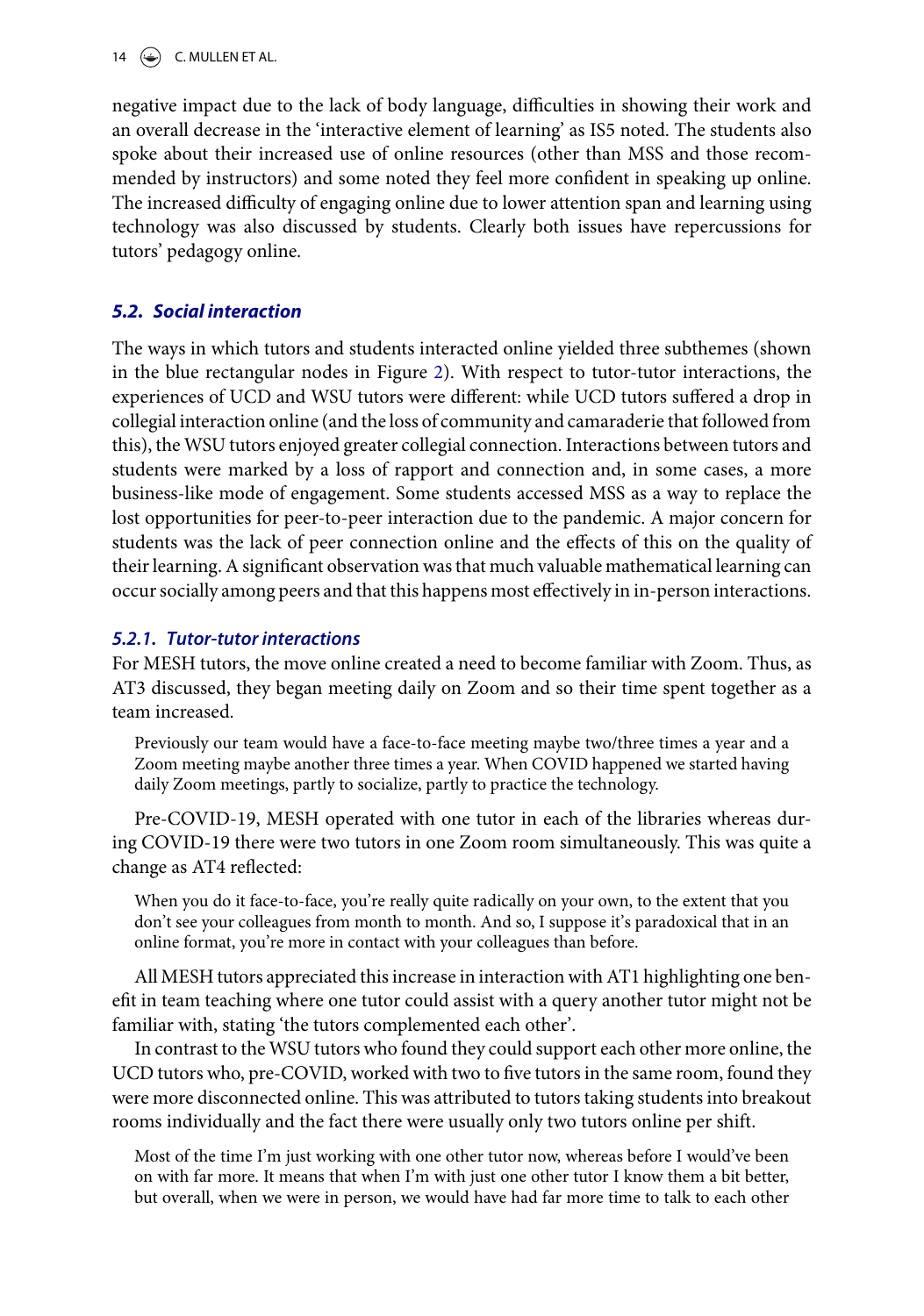negative impact due to the lack of body language, difficulties in showing their work and an overall decrease in the 'interactive element of learning' as IS5 noted. The students also spoke about their increased use of online resources (other than MSS and those recommended by instructors) and some noted they feel more confident in speaking up online. The increased difficulty of engaging online due to lower attention span and learning using technology was also discussed by students. Clearly both issues have repercussions for tutors' pedagogy online.

### 5.2. Social interaction

The ways in which tutors and students interacted online yielded three subthemes (shown in the blue rectangular nodes in Figure 2). With respect to tutor-tutor interactions, the experiences of UCD and WSU tutors were different: while UCD tutors suffered a drop in collegial interaction online (and the loss of community and camaraderie that followed from this), the WSU tutors enjoyed greater collegial connection. Interactions between tutors and students were marked by a loss of rapport and connection and, in some cases, a more business-like mode of engagement. Some students accessed MSS as a way to replace the lost opportunities for peer-to-peer interaction due to the pandemic. A major concern for students was the lack of peer connection online and the effects of this on the quality of their learning. A significant observation was that much valuable mathematical learning can occur socially among peers and that this happens most effectively in in-person interactions.

#### 5.2.1. Tutor-tutor interactions

For MESH tutors, the move online created a need to become familiar with Zoom. Thus, as AT3 discussed, they began meeting daily on Zoom and so their time spent together as a team increased.

> Previously our team would have a face-to-face meeting maybe two/three times a year and a Zoom meeting maybe another three times a year. When COVID happened we started having daily Zoom meetings, partly to socialize, partly to practice the technology.

Pre-COVID-19, MESH operated with one tutor in each of the libraries whereas during COVID-19 there were two tutors in one Zoom room simultaneously. This was quite a change as AT4 reflected:

> When you do it face-to-face, you're really quite radically on your own, to the extent that you don't see your colleagues from month to month. And so, I suppose it's paradoxical that in an online format, you're more in contact with your colleagues than before.

All MESH tutors appreciated this increase in interaction with AT1 highlighting one benefit in team teaching where one tutor could assist with a query another tutor might not be familiar with, stating 'the tutors complemented each other'.

In contrast to the WSU tutors who found they could support each other more online, the UCD tutors who, pre-COVID, worked with two to five tutors in the same room, found they were more disconnected online. This was attributed to tutors taking students into breakout rooms individually and the fact there were usually only two tutors online per shift.

> Most of the time I'm just working with one other tutor now, whereas before I would've been on with far more. It means that when I'm with just one other tutor I know them a bit better, but overall, when we were in person, we would have had far more time to talk to each other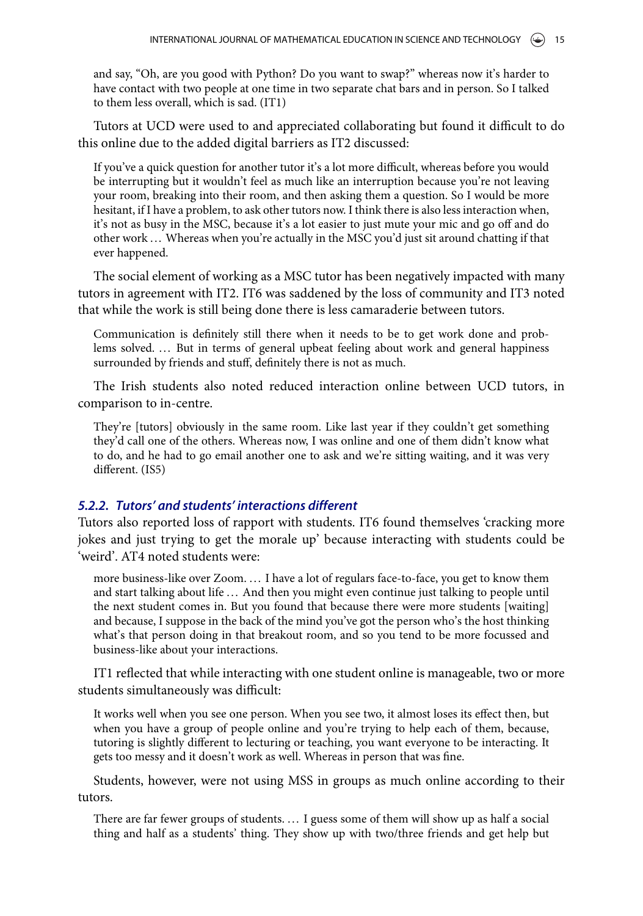and say, "Oh, are you good with Python? Do you want to swap?" whereas now it's harder to have contact with two people at one time in two separate chat bars and in person. So I talked to them less overall, which is sad. (IT1)

Tutors at UCD were used to and appreciated collaborating but found it difficult to do this online due to the added digital barriers as IT2 discussed:

> If you've a quick question for another tutor it's a lot more difficult, whereas before you would be interrupting but it wouldn't feel as much like an interruption because you're not leaving your room, breaking into their room, and then asking them a question. So I would be more hesitant, if I have a problem, to ask other tutors now. I think there is also less interaction when, it's not as busy in the MSC, because it's a lot easier to just mute your mic and go off and do other work … Whereas when you're actually in the MSC you'd just sit around chatting if that ever happened.

The social element of working as a MSC tutor has been negatively impacted with many tutors in agreement with IT2. IT6 was saddened by the loss of community and IT3 noted that while the work is still being done there is less camaraderie between tutors.

> Communication is definitely still there when it needs to be to get work done and problems solved. … But in terms of general upbeat feeling about work and general happiness surrounded by friends and stuff, definitely there is not as much.

The Irish students also noted reduced interaction online between UCD tutors, in comparison to in-centre.

> They're [tutors] obviously in the same room. Like last year if they couldn't get something they'd call one of the others. Whereas now, I was online and one of them didn't know what to do, and he had to go email another one to ask and we're sitting waiting, and it was very different. (IS5)

### *5.2.2. Tutors' and students' interactions different*

Tutors also reported loss of rapport with students. IT6 found themselves 'cracking more jokes and just trying to get the morale up' because interacting with students could be 'weird'. AT4 noted students were:

> more business-like over Zoom. … I have a lot of regulars face-to-face, you get to know them and start talking about life … And then you might even continue just talking to people until the next student comes in. But you found that because there were more students [waiting] and because, I suppose in the back of the mind you've got the person who's the host thinking what's that person doing in that breakout room, and so you tend to be more focussed and business-like about your interactions.

IT1 reflected that while interacting with one student online is manageable, two or more students simultaneously was difficult:

> It works well when you see one person. When you see two, it almost loses its effect then, but when you have a group of people online and you're trying to help each of them, because, tutoring is slightly different to lecturing or teaching, you want everyone to be interacting. It gets too messy and it doesn't work as well. Whereas in person that was fine.

Students, however, were not using MSS in groups as much online according to their tutors.

> There are far fewer groups of students. … I guess some of them will show up as half a social thing and half as a students' thing. They show up with two/three friends and get help but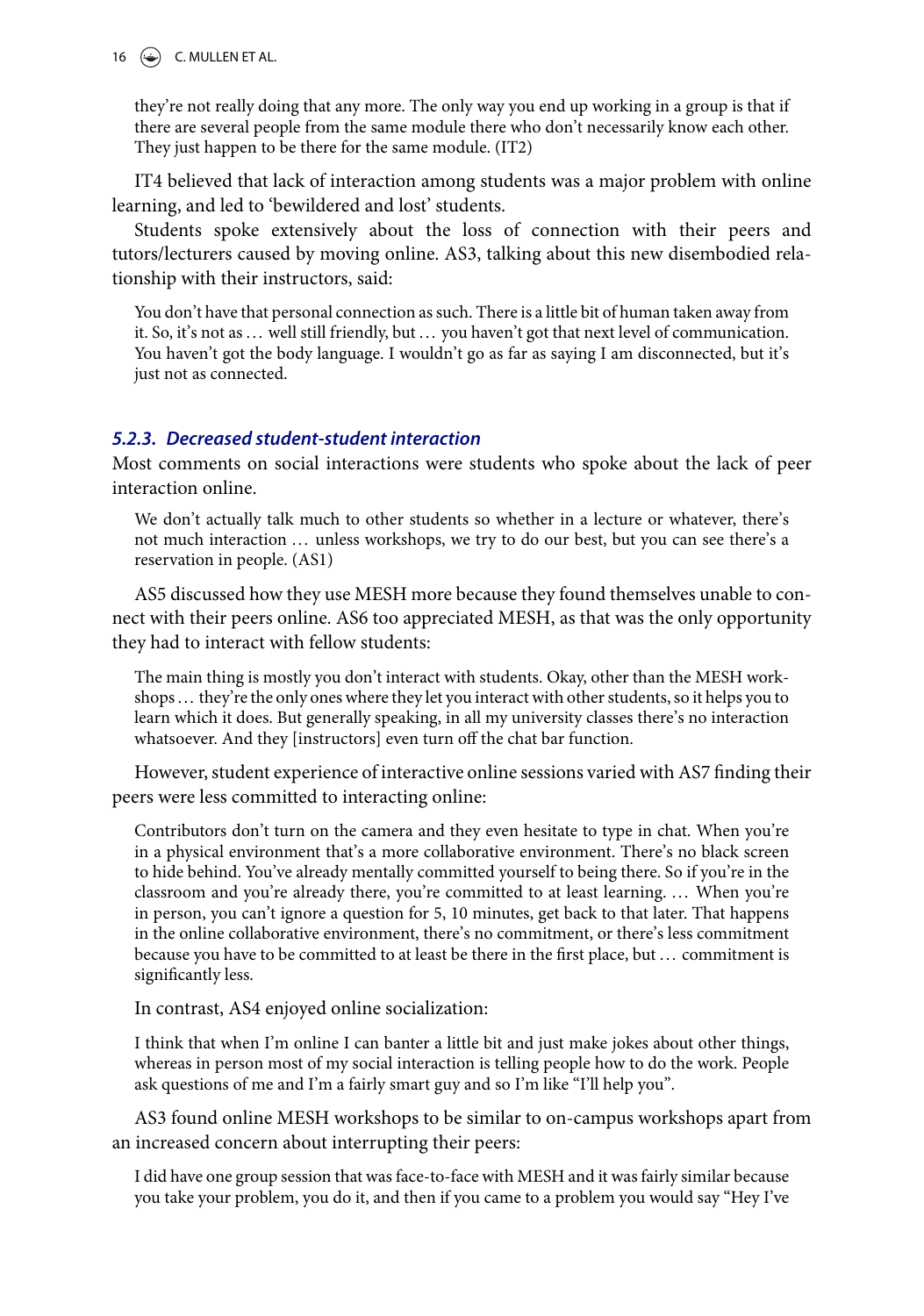they're not really doing that any more. The only way you end up working in a group is that if there are several people from the same module there who don't necessarily know each other. They just happen to be there for the same module. (IT2)

IT4 believed that lack of interaction among students was a major problem with online learning, and led to 'bewildered and lost' students.

Students spoke extensively about the loss of connection with their peers and tutors/lecturers caused by moving online. AS3, talking about this new disembodied relationship with their instructors, said:

> You don't have that personal connection as such. There is a little bit of human taken away from it. So, it's not as … well still friendly, but … you haven't got that next level of communication. You haven't got the body language. I wouldn't go as far as saying I am disconnected, but it's just not as connected.

### *5.2.3. Decreased student-student interaction*

Most comments on social interactions were students who spoke about the lack of peer interaction online.

> We don't actually talk much to other students so whether in a lecture or whatever, there's not much interaction … unless workshops, we try to do our best, but you can see there's a reservation in people. (AS1)

AS5 discussed how they use MESH more because they found themselves unable to connect with their peers online. AS6 too appreciated MESH, as that was the only opportunity they had to interact with fellow students:

> The main thing is mostly you don't interact with students. Okay, other than the MESH workshops … they're the only ones where they let you interact with other students, so it helps you to learn which it does. But generally speaking, in all my university classes there's no interaction whatsoever. And they [instructors] even turn off the chat bar function.

However, student experience of interactive online sessions varied with AS7 finding their peers were less committed to interacting online:

> Contributors don't turn on the camera and they even hesitate to type in chat. When you're in a physical environment that's a more collaborative environment. There's no black screen to hide behind. You've already mentally committed yourself to being there. So if you're in the classroom and you're already there, you're committed to at least learning. … When you're in person, you can't ignore a question for 5, 10 minutes, get back to that later. That happens in the online collaborative environment, there's no commitment, or there's less commitment because you have to be committed to at least be there in the first place, but … commitment is significantly less.

In contrast, AS4 enjoyed online socialization:

> I think that when I'm online I can banter a little bit and just make jokes about other things, whereas in person most of my social interaction is telling people how to do the work. People ask questions of me and I'm a fairly smart guy and so I'm like "I'll help you".

AS3 found online MESH workshops to be similar to on-campus workshops apart from an increased concern about interrupting their peers:

> I did have one group session that was face-to-face with MESH and it was fairly similar because you take your problem, you do it, and then if you came to a problem you would say "Hey I've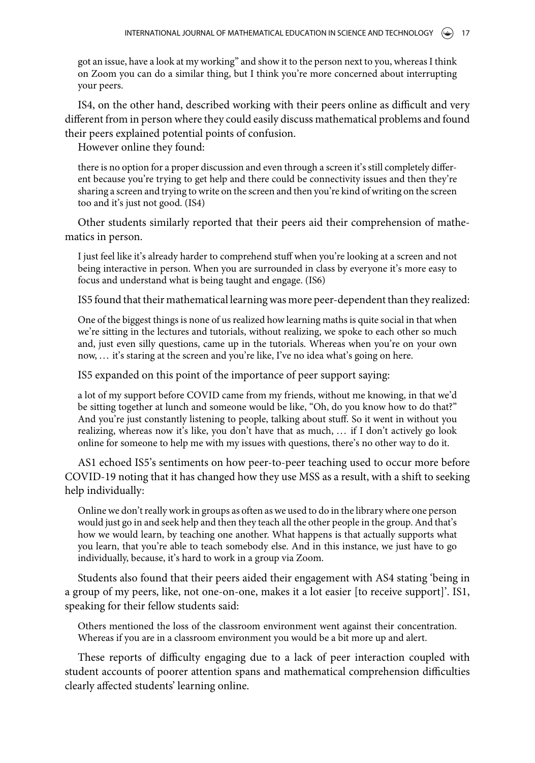got an issue, have a look at my working" and show it to the person next to you, whereas I think on Zoom you can do a similar thing, but I think you're more concerned about interrupting your peers.

IS4, on the other hand, described working with their peers online as difficult and very different from in person where they could easily discuss mathematical problems and found their peers explained potential points of confusion.

However online they found:

> there is no option for a proper discussion and even through a screen it's still completely different because you're trying to get help and there could be connectivity issues and then they're sharing a screen and trying to write on the screen and then you're kind of writing on the screen too and it's just not good. (IS4)

Other students similarly reported that their peers aided their comprehension of mathematics in person.

> I just feel like it's already harder to comprehend stuff when you're looking at a screen and not being interactive in person. When you are surrounded in class by everyone it's more easy to focus and understand what is being taught and engage. (IS6)

IS5 found that their mathematical learning was more peer-dependent than they realized:

> One of the biggest things is none of us realized how learning maths is quite social in that when we're sitting in the lectures and tutorials, without realizing, we spoke to each other so much and, just even silly questions, came up in the tutorials. Whereas when you're on your own now, … it's staring at the screen and you're like, I've no idea what's going on here.

IS5 expanded on this point of the importance of peer support saying:

> a lot of my support before COVID came from my friends, without me knowing, in that we'd be sitting together at lunch and someone would be like, "Oh, do you know how to do that?" And you're just constantly listening to people, talking about stuff. So it went in without you realizing, whereas now it's like, you don't have that as much, … if I don't actively go look online for someone to help me with my issues with questions, there's no other way to do it.

AS1 echoed IS5's sentiments on how peer-to-peer teaching used to occur more before COVID-19 noting that it has changed how they use MSS as a result, with a shift to seeking help individually:

> Online we don't really work in groups as often as we used to do in the library where one person would just go in and seek help and then they teach all the other people in the group. And that's how we would learn, by teaching one another. What happens is that actually supports what you learn, that you're able to teach somebody else. And in this instance, we just have to go individually, because, it's hard to work in a group via Zoom.

Students also found that their peers aided their engagement with AS4 stating 'being in a group of my peers, like, not one-on-one, makes it a lot easier [to receive support]'. IS1, speaking for their fellow students said:

> Others mentioned the loss of the classroom environment went against their concentration. Whereas if you are in a classroom environment you would be a bit more up and alert.

These reports of difficulty engaging due to a lack of peer interaction coupled with student accounts of poorer attention spans and mathematical comprehension difficulties clearly affected students' learning online.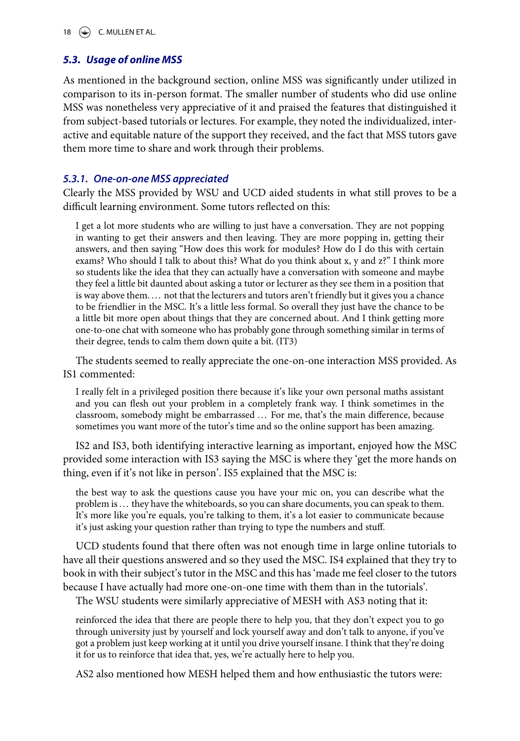### 5.3. Usage of online MSS

As mentioned in the background section, online MSS was significantly under utilized in comparison to its in-person format. The smaller number of students who did use online MSS was nonetheless very appreciative of it and praised the features that distinguished it from subject-based tutorials or lectures. For example, they noted the individualized, interactive and equitable nature of the support they received, and the fact that MSS tutors gave them more time to share and work through their problems.

#### 5.3.1. One-on-one MSS appreciated

Clearly the MSS provided by WSU and UCD aided students in what still proves to be a difficult learning environment. Some tutors reflected on this:

> I get a lot more students who are willing to just have a conversation. They are not popping in wanting to get their answers and then leaving. They are more popping in, getting their answers, and then saying "How does this work for modules? How do I do this with certain exams? Who should I talk to about this? What do you think about x, y and z?" I think more so students like the idea that they can actually have a conversation with someone and maybe they feel a little bit daunted about asking a tutor or lecturer as they see them in a position that is way above them. … not that the lecturers and tutors aren't friendly but it gives you a chance to be friendlier in the MSC. It's a little less formal. So overall they just have the chance to be a little bit more open about things that they are concerned about. And I think getting more one-to-one chat with someone who has probably gone through something similar in terms of their degree, tends to calm them down quite a bit. (IT3)

The students seemed to really appreciate the one-on-one interaction MSS provided. As IS1 commented:

> I really felt in a privileged position there because it's like your own personal maths assistant and you can flesh out your problem in a completely frank way. I think sometimes in the classroom, somebody might be embarrassed … For me, that's the main difference, because sometimes you want more of the tutor's time and so the online support has been amazing.

IS2 and IS3, both identifying interactive learning as important, enjoyed how the MSC provided some interaction with IS3 saying the MSC is where they 'get the more hands on thing, even if it's not like in person'. IS5 explained that the MSC is:

> the best way to ask the questions cause you have your mic on, you can describe what the problem is … they have the whiteboards, so you can share documents, you can speak to them. It's more like you're equals, you're talking to them, it's a lot easier to communicate because it's just asking your question rather than trying to type the numbers and stuff.

UCD students found that there often was not enough time in large online tutorials to have all their questions answered and so they used the MSC. IS4 explained that they try to book in with their subject's tutor in the MSC and this has 'made me feel closer to the tutors because I have actually had more one-on-one time with them than in the tutorials'.

The WSU students were similarly appreciative of MESH with AS3 noting that it:

> reinforced the idea that there are people there to help you, that they don't expect you to go through university just by yourself and lock yourself away and don't talk to anyone, if you've got a problem just keep working at it until you drive yourself insane. I think that they're doing it for us to reinforce that idea that, yes, we're actually here to help you.

AS2 also mentioned how MESH helped them and how enthusiastic the tutors were: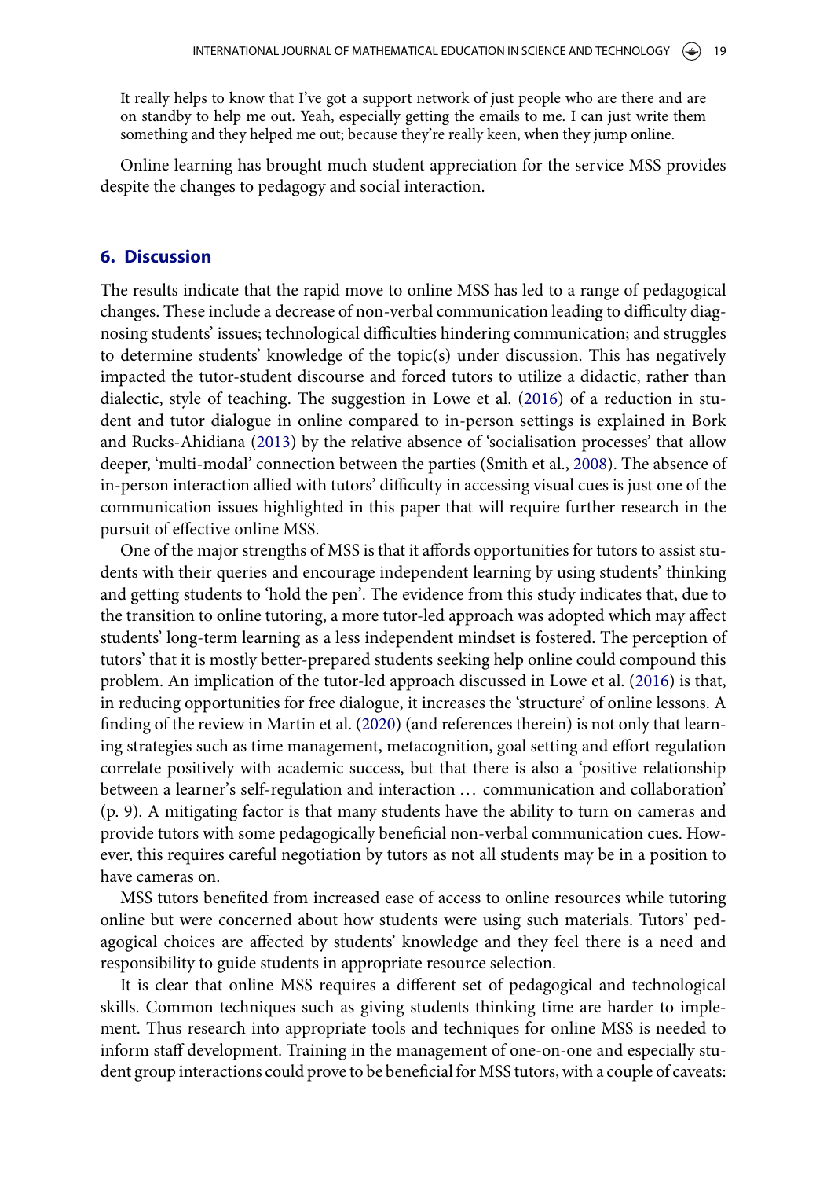> It really helps to know that I've got a support network of just people who are there and are on standby to help me out. Yeah, especially getting the emails to me. I can just write them something and they helped me out; because they're really keen, when they jump online.

Online learning has brought much student appreciation for the service MSS provides despite the changes to pedagogy and social interaction.

## 6. Discussion

The results indicate that the rapid move to online MSS has led to a range of pedagogical changes. These include a decrease of non-verbal communication leading to difficulty diagnosing students' issues; technological difficulties hindering communication; and struggles to determine students' knowledge of the topic(s) under discussion. This has negatively impacted the tutor-student discourse and forced tutors to utilize a didactic, rather than dialectic, style of teaching. The suggestion in Lowe et al. (2016) of a reduction in student and tutor dialogue in online compared to in-person settings is explained in Bork and Rucks-Ahidiana (2013) by the relative absence of 'socialisation processes' that allow deeper, 'multi-modal' connection between the parties (Smith et al., 2008). The absence of in-person interaction allied with tutors' difficulty in accessing visual cues is just one of the communication issues highlighted in this paper that will require further research in the pursuit of effective online MSS.

One of the major strengths of MSS is that it affords opportunities for tutors to assist students with their queries and encourage independent learning by using students' thinking and getting students to 'hold the pen'. The evidence from this study indicates that, due to the transition to online tutoring, a more tutor-led approach was adopted which may affect students' long-term learning as a less independent mindset is fostered. The perception of tutors' that it is mostly better-prepared students seeking help online could compound this problem. An implication of the tutor-led approach discussed in Lowe et al. (2016) is that, in reducing opportunities for free dialogue, it increases the 'structure' of online lessons. A finding of the review in Martin et al. (2020) (and references therein) is not only that learning strategies such as time management, metacognition, goal setting and effort regulation correlate positively with academic success, but that there is also a 'positive relationship between a learner's self-regulation and interaction … communication and collaboration' (p. 9). A mitigating factor is that many students have the ability to turn on cameras and provide tutors with some pedagogically beneficial non-verbal communication cues. However, this requires careful negotiation by tutors as not all students may be in a position to have cameras on.

MSS tutors benefited from increased ease of access to online resources while tutoring online but were concerned about how students were using such materials. Tutors' pedagogical choices are affected by students' knowledge and they feel there is a need and responsibility to guide students in appropriate resource selection.

It is clear that online MSS requires a different set of pedagogical and technological skills. Common techniques such as giving students thinking time are harder to implement. Thus research into appropriate tools and techniques for online MSS is needed to inform staff development. Training in the management of one-on-one and especially student group interactions could prove to be beneficial for MSS tutors, with a couple of caveats: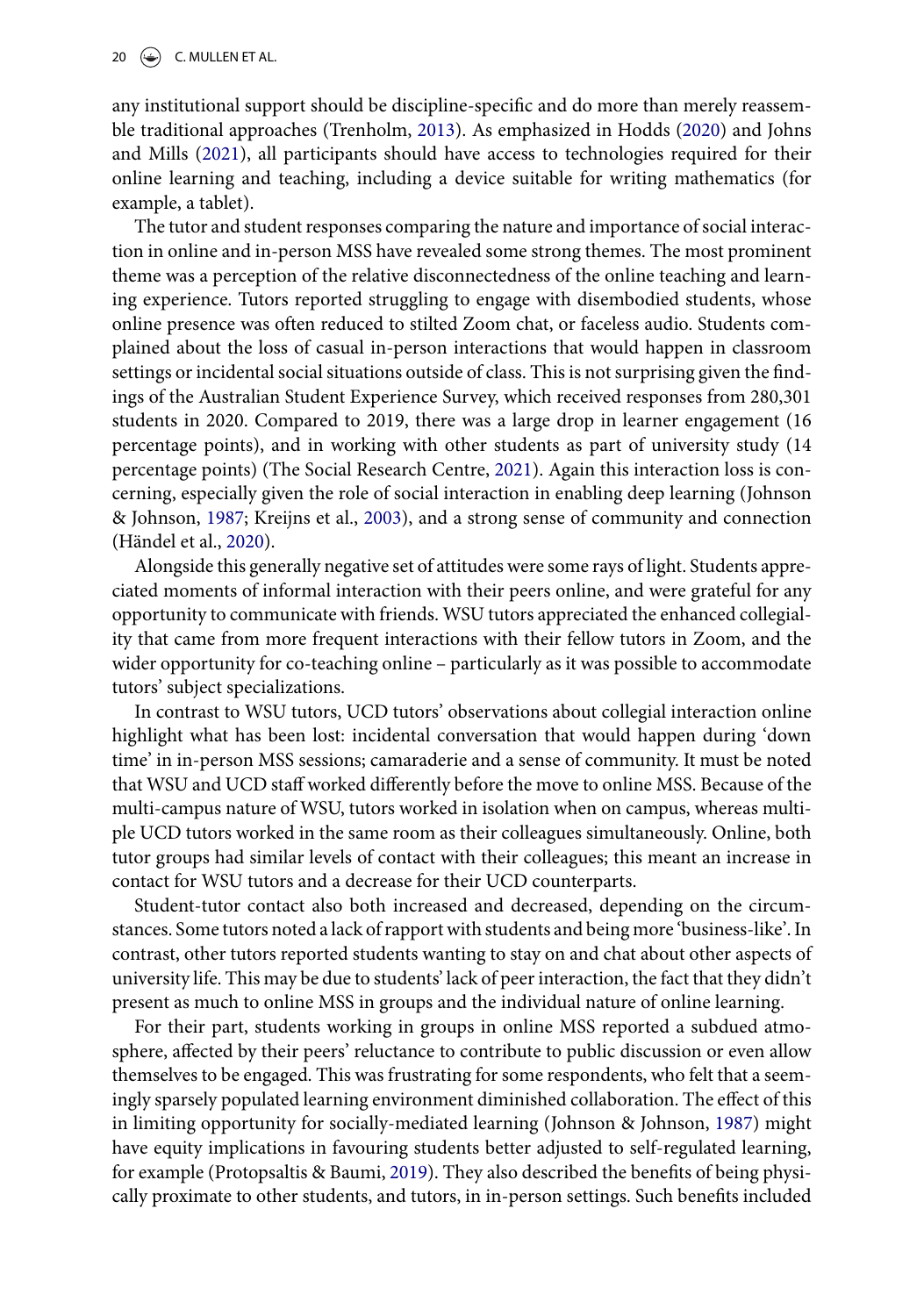any institutional support should be discipline-specific and do more than merely reassemble traditional approaches (Trenholm, 2013). As emphasized in Hodds (2020) and Johns and Mills (2021), all participants should have access to technologies required for their online learning and teaching, including a device suitable for writing mathematics (for example, a tablet).

The tutor and student responses comparing the nature and importance of social interaction in online and in-person MSS have revealed some strong themes. The most prominent theme was a perception of the relative disconnectedness of the online teaching and learning experience. Tutors reported struggling to engage with disembodied students, whose online presence was often reduced to stilted Zoom chat, or faceless audio. Students complained about the loss of casual in-person interactions that would happen in classroom settings or incidental social situations outside of class. This is not surprising given the findings of the Australian Student Experience Survey, which received responses from 280,301 students in 2020. Compared to 2019, there was a large drop in learner engagement (16 percentage points), and in working with other students as part of university study (14 percentage points) (The Social Research Centre, 2021). Again this interaction loss is concerning, especially given the role of social interaction in enabling deep learning (Johnson & Johnson, 1987; Kreijns et al., 2003), and a strong sense of community and connection (Händel et al., 2020).

Alongside this generally negative set of attitudes were some rays of light. Students appreciated moments of informal interaction with their peers online, and were grateful for any opportunity to communicate with friends. WSU tutors appreciated the enhanced collegiality that came from more frequent interactions with their fellow tutors in Zoom, and the wider opportunity for co-teaching online – particularly as it was possible to accommodate tutors' subject specializations.

In contrast to WSU tutors, UCD tutors' observations about collegial interaction online highlight what has been lost: incidental conversation that would happen during 'down time' in in-person MSS sessions; camaraderie and a sense of community. It must be noted that WSU and UCD staff worked differently before the move to online MSS. Because of the multi-campus nature of WSU, tutors worked in isolation when on campus, whereas multiple UCD tutors worked in the same room as their colleagues simultaneously. Online, both tutor groups had similar levels of contact with their colleagues; this meant an increase in contact for WSU tutors and a decrease for their UCD counterparts.

Student-tutor contact also both increased and decreased, depending on the circumstances. Some tutors noted a lack of rapport with students and being more 'business-like'. In contrast, other tutors reported students wanting to stay on and chat about other aspects of university life. This may be due to students' lack of peer interaction, the fact that they didn't present as much to online MSS in groups and the individual nature of online learning.

For their part, students working in groups in online MSS reported a subdued atmosphere, affected by their peers' reluctance to contribute to public discussion or even allow themselves to be engaged. This was frustrating for some respondents, who felt that a seemingly sparsely populated learning environment diminished collaboration. The effect of this in limiting opportunity for socially-mediated learning (Johnson & Johnson, 1987) might have equity implications in favouring students better adjusted to self-regulated learning, for example (Protopsaltis & Baumi, 2019). They also described the benefits of being physically proximate to other students, and tutors, in in-person settings. Such benefits included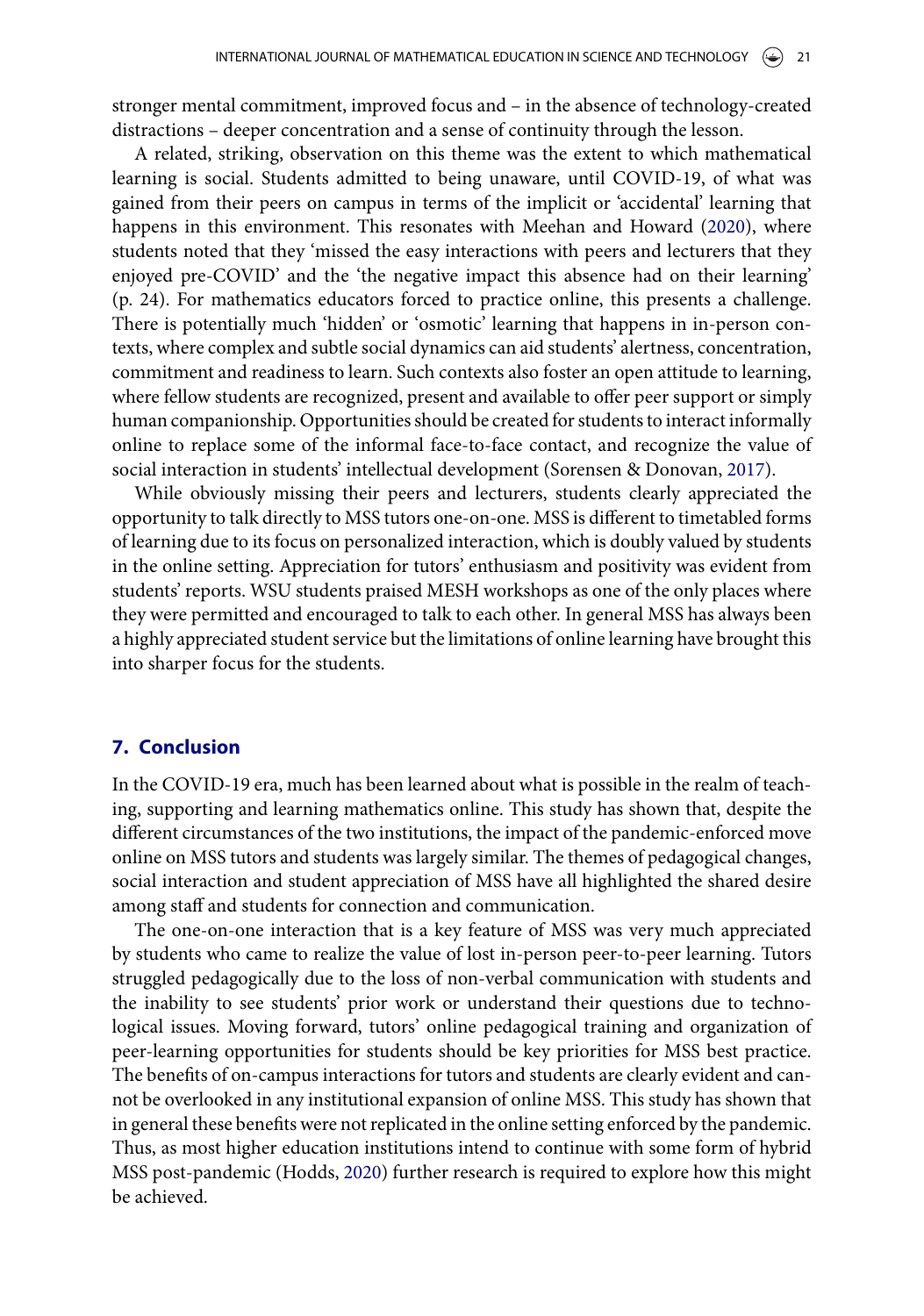stronger mental commitment, improved focus and – in the absence of technology-created distractions – deeper concentration and a sense of continuity through the lesson.

A related, striking, observation on this theme was the extent to which mathematical learning is social. Students admitted to being unaware, until COVID-19, of what was gained from their peers on campus in terms of the implicit or 'accidental' learning that happens in this environment. This resonates with Meehan and Howard (2020), where students noted that they 'missed the easy interactions with peers and lecturers that they enjoyed pre-COVID' and the 'the negative impact this absence had on their learning' (p. 24). For mathematics educators forced to practice online, this presents a challenge. There is potentially much 'hidden' or 'osmotic' learning that happens in in-person contexts, where complex and subtle social dynamics can aid students' alertness, concentration, commitment and readiness to learn. Such contexts also foster an open attitude to learning, where fellow students are recognized, present and available to offer peer support or simply human companionship. Opportunities should be created for students to interact informally online to replace some of the informal face-to-face contact, and recognize the value of social interaction in students' intellectual development (Sorensen & Donovan, 2017).

While obviously missing their peers and lecturers, students clearly appreciated the opportunity to talk directly to MSS tutors one-on-one. MSS is different to timetabled forms of learning due to its focus on personalized interaction, which is doubly valued by students in the online setting. Appreciation for tutors' enthusiasm and positivity was evident from students' reports. WSU students praised MESH workshops as one of the only places where they were permitted and encouraged to talk to each other. In general MSS has always been a highly appreciated student service but the limitations of online learning have brought this into sharper focus for the students.

## 7. Conclusion

In the COVID-19 era, much has been learned about what is possible in the realm of teaching, supporting and learning mathematics online. This study has shown that, despite the different circumstances of the two institutions, the impact of the pandemic-enforced move online on MSS tutors and students was largely similar. The themes of pedagogical changes, social interaction and student appreciation of MSS have all highlighted the shared desire among staff and students for connection and communication.

The one-on-one interaction that is a key feature of MSS was very much appreciated by students who came to realize the value of lost in-person peer-to-peer learning. Tutors struggled pedagogically due to the loss of non-verbal communication with students and the inability to see students' prior work or understand their questions due to technological issues. Moving forward, tutors' online pedagogical training and organization of peer-learning opportunities for students should be key priorities for MSS best practice. The benefits of on-campus interactions for tutors and students are clearly evident and cannot be overlooked in any institutional expansion of online MSS. This study has shown that in general these benefits were not replicated in the online setting enforced by the pandemic. Thus, as most higher education institutions intend to continue with some form of hybrid MSS post-pandemic (Hodds, 2020) further research is required to explore how this might be achieved.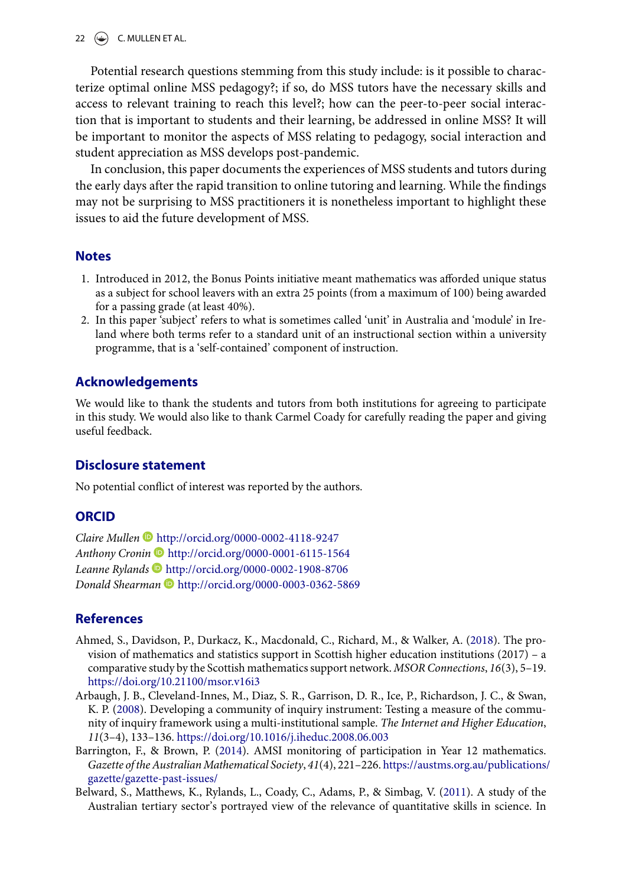Potential research questions stemming from this study include: is it possible to characterize optimal online MSS pedagogy?; if so, do MSS tutors have the necessary skills and access to relevant training to reach this level?; how can the peer-to-peer social interaction that is important to students and their learning, be addressed in online MSS? It will be important to monitor the aspects of MSS relating to pedagogy, social interaction and student appreciation as MSS develops post-pandemic.

In conclusion, this paper documents the experiences of MSS students and tutors during the early days after the rapid transition to online tutoring and learning. While the findings may not be surprising to MSS practitioners it is nonetheless important to highlight these issues to aid the future development of MSS.

## Notes

1. Introduced in 2012, the Bonus Points initiative meant mathematics was afforded unique status as a subject for school leavers with an extra 25 points (from a maximum of 100) being awarded for a passing grade (at least 40%).
2. In this paper 'subject' refers to what is sometimes called 'unit' in Australia and 'module' in Ireland where both terms refer to a standard unit of an instructional section within a university programme, that is a 'self-contained' component of instruction.

## Acknowledgements

We would like to thank the students and tutors from both institutions for agreeing to participate in this study. We would also like to thank Carmel Coady for carefully reading the paper and giving useful feedback.

## Disclosure statement

No potential conflict of interest was reported by the authors.

## ORCID

*Claire Mullen* http://orcid.org/0000-0002-4118-9247
*Anthony Cronin* http://orcid.org/0000-0001-6115-1564
*Leanne Rylands* http://orcid.org/0000-0002-1908-8706
*Donald Shearman* http://orcid.org/0000-0003-0362-5869

## References

Ahmed, S., Davidson, P., Durkacz, K., Macdonald, C., Richard, M., & Walker, A. (2018). The provision of mathematics and statistics support in Scottish higher education institutions (2017) – a comparative study by the Scottish mathematics support network. *MSOR Connections*, *16*(3), 5–19. https://doi.org/10.21100/msor.v16i3

Arbaugh, J. B., Cleveland-Innes, M., Diaz, S. R., Garrison, D. R., Ice, P., Richardson, J. C., & Swan, K. P. (2008). Developing a community of inquiry instrument: Testing a measure of the community of inquiry framework using a multi-institutional sample. *The Internet and Higher Education*, *11*(3–4), 133–136. https://doi.org/10.1016/j.iheduc.2008.06.003

Barrington, F., & Brown, P. (2014). AMSI monitoring of participation in Year 12 mathematics. *Gazette of the Australian Mathematical Society*, *41*(4), 221–226. https://austms.org.au/publications/gazette/gazette-past-issues/

Belward, S., Matthews, K., Rylands, L., Coady, C., Adams, P., & Simbag, V. (2011). A study of the Australian tertiary sector's portrayed view of the relevance of quantitative skills in science. In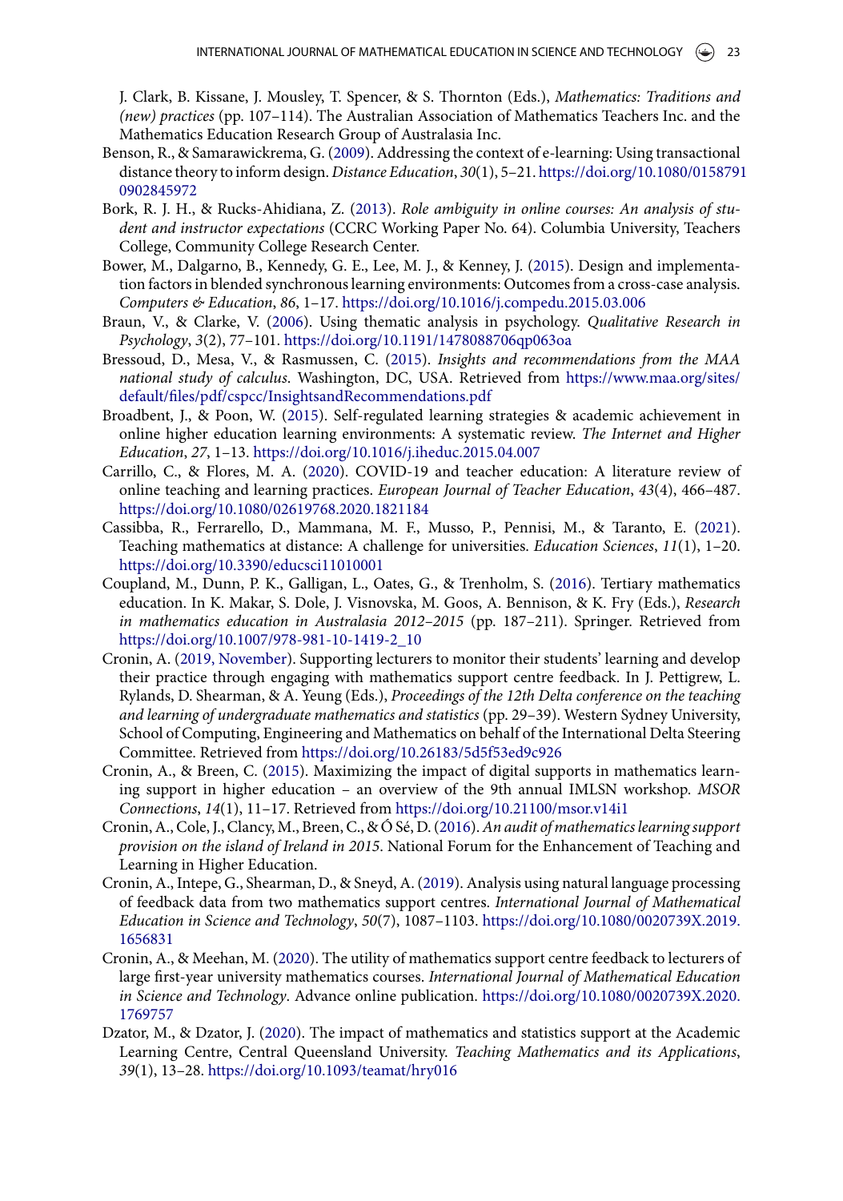J. Clark, B. Kissane, J. Mousley, T. Spencer, & S. Thornton (Eds.), *Mathematics: Traditions and (new) practices* (pp. 107–114). The Australian Association of Mathematics Teachers Inc. and the Mathematics Education Research Group of Australasia Inc.

Benson, R., & Samarawickrema, G. (2009). Addressing the context of e-learning: Using transactional distance theory to inform design. *Distance Education*, *30*(1), 5–21. https://doi.org/10.1080/01587910902845972

Bork, R. J. H., & Rucks-Ahidiana, Z. (2013). *Role ambiguity in online courses: An analysis of student and instructor expectations* (CCRC Working Paper No. 64). Columbia University, Teachers College, Community College Research Center.

Bower, M., Dalgarno, B., Kennedy, G. E., Lee, M. J., & Kenney, J. (2015). Design and implementation factors in blended synchronous learning environments: Outcomes from a cross-case analysis. *Computers & Education*, *86*, 1–17. https://doi.org/10.1016/j.compedu.2015.03.006

Braun, V., & Clarke, V. (2006). Using thematic analysis in psychology. *Qualitative Research in Psychology*, *3*(2), 77–101. https://doi.org/10.1191/1478088706qp063oa

Bressoud, D., Mesa, V., & Rasmussen, C. (2015). *Insights and recommendations from the MAA national study of calculus*. Washington, DC, USA. Retrieved from https://www.maa.org/sites/default/files/pdf/cspcc/InsightsandRecommendations.pdf

Broadbent, J., & Poon, W. (2015). Self-regulated learning strategies & academic achievement in online higher education learning environments: A systematic review. *The Internet and Higher Education*, *27*, 1–13. https://doi.org/10.1016/j.iheduc.2015.04.007

Carrillo, C., & Flores, M. A. (2020). COVID-19 and teacher education: A literature review of online teaching and learning practices. *European Journal of Teacher Education*, *43*(4), 466–487. https://doi.org/10.1080/02619768.2020.1821184

Cassibba, R., Ferrarello, D., Mammana, M. F., Musso, P., Pennisi, M., & Taranto, E. (2021). Teaching mathematics at distance: A challenge for universities. *Education Sciences*, *11*(1), 1–20. https://doi.org/10.3390/educsci11010001

Coupland, M., Dunn, P. K., Galligan, L., Oates, G., & Trenholm, S. (2016). Tertiary mathematics education. In K. Makar, S. Dole, J. Visnovska, M. Goos, A. Bennison, & K. Fry (Eds.), *Research in mathematics education in Australasia 2012–2015* (pp. 187–211). Springer. Retrieved from https://doi.org/10.1007/978-981-10-1419-2_10

Cronin, A. (2019, November). Supporting lecturers to monitor their students' learning and develop their practice through engaging with mathematics support centre feedback. In J. Pettigrew, L. Rylands, D. Shearman, & A. Yeung (Eds.), *Proceedings of the 12th Delta conference on the teaching and learning of undergraduate mathematics and statistics* (pp. 29–39). Western Sydney University, School of Computing, Engineering and Mathematics on behalf of the International Delta Steering Committee. Retrieved from https://doi.org/10.26183/5d5f53ed9c926

Cronin, A., & Breen, C. (2015). Maximizing the impact of digital supports in mathematics learning support in higher education – an overview of the 9th annual IMLSN workshop. *MSOR Connections*, *14*(1), 11–17. Retrieved from https://doi.org/10.21100/msor.v14i1

Cronin, A., Cole, J., Clancy, M., Breen, C., & Ó Sé, D. (2016). *An audit of mathematics learning support provision on the island of Ireland in 2015*. National Forum for the Enhancement of Teaching and Learning in Higher Education.

Cronin, A., Intepe, G., Shearman, D., & Sneyd, A. (2019). Analysis using natural language processing of feedback data from two mathematics support centres. *International Journal of Mathematical Education in Science and Technology*, *50*(7), 1087–1103. https://doi.org/10.1080/0020739X.2019.1656831

Cronin, A., & Meehan, M. (2020). The utility of mathematics support centre feedback to lecturers of large first-year university mathematics courses. *International Journal of Mathematical Education in Science and Technology*. Advance online publication. https://doi.org/10.1080/0020739X.2020.1769757

Dzator, M., & Dzator, J. (2020). The impact of mathematics and statistics support at the Academic Learning Centre, Central Queensland University. *Teaching Mathematics and its Applications*, *39*(1), 13–28. https://doi.org/10.1093/teamat/hry016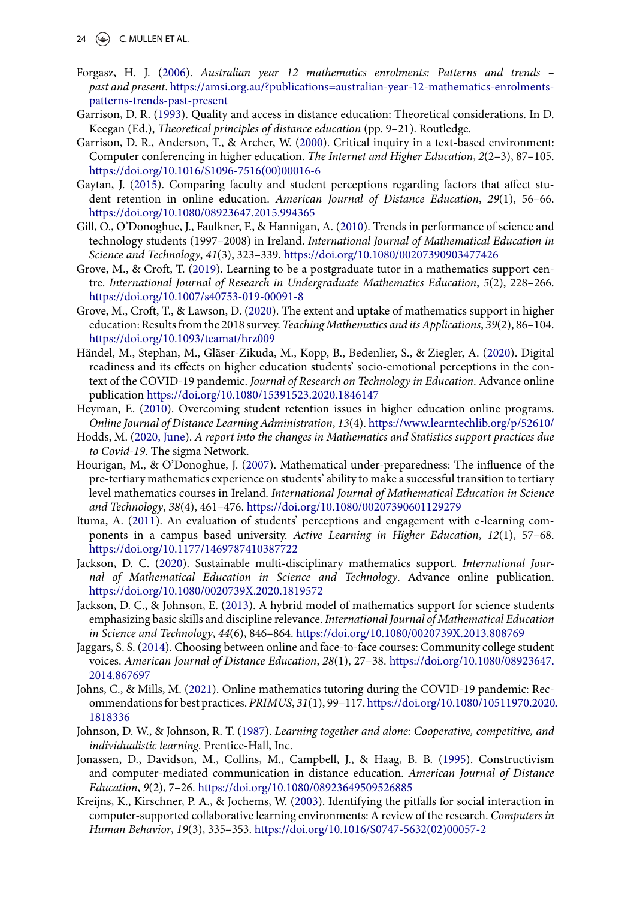Forgasz, H. J. (2006). *Australian year 12 mathematics enrolments: Patterns and trends – past and present*. https://amsi.org.au/?publications=australian-year-12-mathematics-enrolments-patterns-trends-past-present

Garrison, D. R. (1993). Quality and access in distance education: Theoretical considerations. In D. Keegan (Ed.), *Theoretical principles of distance education* (pp. 9–21). Routledge.

Garrison, D. R., Anderson, T., & Archer, W. (2000). Critical inquiry in a text-based environment: Computer conferencing in higher education. *The Internet and Higher Education*, *2*(2–3), 87–105. https://doi.org/10.1016/S1096-7516(00)00016-6

Gaytan, J. (2015). Comparing faculty and student perceptions regarding factors that affect student retention in online education. *American Journal of Distance Education*, *29*(1), 56–66. https://doi.org/10.1080/08923647.2015.994365

Gill, O., O'Donoghue, J., Faulkner, F., & Hannigan, A. (2010). Trends in performance of science and technology students (1997–2008) in Ireland. *International Journal of Mathematical Education in Science and Technology*, *41*(3), 323–339. https://doi.org/10.1080/00207390903477426

Grove, M., & Croft, T. (2019). Learning to be a postgraduate tutor in a mathematics support centre. *International Journal of Research in Undergraduate Mathematics Education*, *5*(2), 228–266. https://doi.org/10.1007/s40753-019-00091-8

Grove, M., Croft, T., & Lawson, D. (2020). The extent and uptake of mathematics support in higher education: Results from the 2018 survey. *Teaching Mathematics and its Applications*, *39*(2), 86–104. https://doi.org/10.1093/teamat/hrz009

Händel, M., Stephan, M., Gläser-Zikuda, M., Kopp, B., Bedenlier, S., & Ziegler, A. (2020). Digital readiness and its effects on higher education students' socio-emotional perceptions in the context of the COVID-19 pandemic. *Journal of Research on Technology in Education*. Advance online publication https://doi.org/10.1080/15391523.2020.1846147

Heyman, E. (2010). Overcoming student retention issues in higher education online programs. *Online Journal of Distance Learning Administration*, *13*(4). https://www.learntechlib.org/p/52610/

Hodds, M. (2020, June). *A report into the changes in Mathematics and Statistics support practices due to Covid-19*. The sigma Network.

Hourigan, M., & O'Donoghue, J. (2007). Mathematical under-preparedness: The influence of the pre-tertiary mathematics experience on students' ability to make a successful transition to tertiary level mathematics courses in Ireland. *International Journal of Mathematical Education in Science and Technology*, *38*(4), 461–476. https://doi.org/10.1080/00207390601129279

Ituma, A. (2011). An evaluation of students' perceptions and engagement with e-learning components in a campus based university. *Active Learning in Higher Education*, *12*(1), 57–68. https://doi.org/10.1177/1469787410387722

Jackson, D. C. (2020). Sustainable multi-disciplinary mathematics support. *International Journal of Mathematical Education in Science and Technology*. Advance online publication. https://doi.org/10.1080/0020739X.2020.1819572

Jackson, D. C., & Johnson, E. (2013). A hybrid model of mathematics support for science students emphasizing basic skills and discipline relevance. *International Journal of Mathematical Education in Science and Technology*, *44*(6), 846–864. https://doi.org/10.1080/0020739X.2013.808769

Jaggars, S. S. (2014). Choosing between online and face-to-face courses: Community college student voices. *American Journal of Distance Education*, *28*(1), 27–38. https://doi.org/10.1080/08923647.2014.867697

Johns, C., & Mills, M. (2021). Online mathematics tutoring during the COVID-19 pandemic: Recommendations for best practices. *PRIMUS*, *31*(1), 99–117. https://doi.org/10.1080/10511970.2020.1818336

Johnson, D. W., & Johnson, R. T. (1987). *Learning together and alone: Cooperative, competitive, and individualistic learning*. Prentice-Hall, Inc.

Jonassen, D., Davidson, M., Collins, M., Campbell, J., & Haag, B. B. (1995). Constructivism and computer-mediated communication in distance education. *American Journal of Distance Education*, *9*(2), 7–26. https://doi.org/10.1080/08923649509526885

Kreijns, K., Kirschner, P. A., & Jochems, W. (2003). Identifying the pitfalls for social interaction in computer-supported collaborative learning environments: A review of the research. *Computers in Human Behavior*, *19*(3), 335–353. https://doi.org/10.1016/S0747-5632(02)00057-2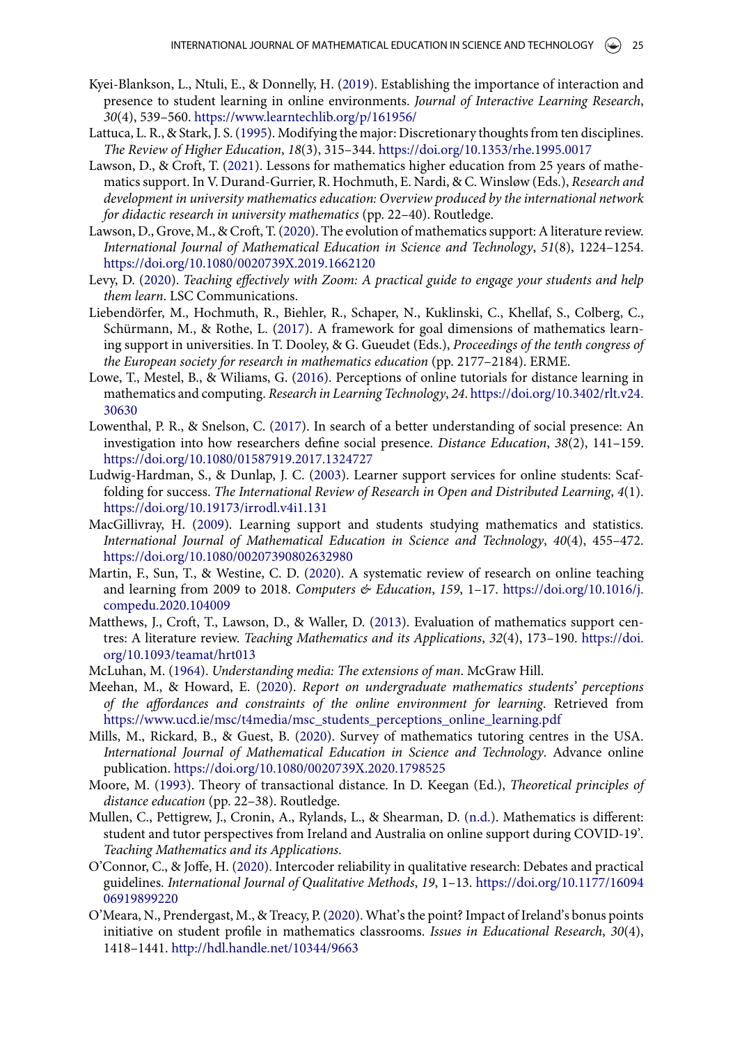Kyei-Blankson, L., Ntuli, E., & Donnelly, H. (2019). Establishing the importance of interaction and presence to student learning in online environments. *Journal of Interactive Learning Research*, *30*(4), 539–560. https://www.learntechlib.org/p/161956/

Lattuca, L. R., & Stark, J. S. (1995). Modifying the major: Discretionary thoughts from ten disciplines. *The Review of Higher Education*, *18*(3), 315–344. https://doi.org/10.1353/rhe.1995.0017

Lawson, D., & Croft, T. (2021). Lessons for mathematics higher education from 25 years of mathematics support. In V. Durand-Gurrier, R. Hochmuth, E. Nardi, & C. Winsløw (Eds.), *Research and development in university mathematics education: Overview produced by the international network for didactic research in university mathematics* (pp. 22–40). Routledge.

Lawson, D., Grove, M., & Croft, T. (2020). The evolution of mathematics support: A literature review. *International Journal of Mathematical Education in Science and Technology*, *51*(8), 1224–1254. https://doi.org/10.1080/0020739X.2019.1662120

Levy, D. (2020). *Teaching effectively with Zoom: A practical guide to engage your students and help them learn*. LSC Communications.

Liebendörfer, M., Hochmuth, R., Biehler, R., Schaper, N., Kuklinski, C., Khellaf, S., Colberg, C., Schürmann, M., & Rothe, L. (2017). A framework for goal dimensions of mathematics learning support in universities. In T. Dooley, & G. Gueudet (Eds.), *Proceedings of the tenth congress of the European society for research in mathematics education* (pp. 2177–2184). ERME.

Lowe, T., Mestel, B., & Wiliams, G. (2016). Perceptions of online tutorials for distance learning in mathematics and computing. *Research in Learning Technology*, *24*. https://doi.org/10.3402/rlt.v24.30630

Lowenthal, P. R., & Snelson, C. (2017). In search of a better understanding of social presence: An investigation into how researchers define social presence. *Distance Education*, *38*(2), 141–159. https://doi.org/10.1080/01587919.2017.1324727

Ludwig-Hardman, S., & Dunlap, J. C. (2003). Learner support services for online students: Scaffolding for success. *The International Review of Research in Open and Distributed Learning*, *4*(1). https://doi.org/10.19173/irrodl.v4i1.131

MacGillivray, H. (2009). Learning support and students studying mathematics and statistics. *International Journal of Mathematical Education in Science and Technology*, *40*(4), 455–472. https://doi.org/10.1080/00207390802632980

Martin, F., Sun, T., & Westine, C. D. (2020). A systematic review of research on online teaching and learning from 2009 to 2018. *Computers & Education*, *159*, 1–17. https://doi.org/10.1016/j.compedu.2020.104009

Matthews, J., Croft, T., Lawson, D., & Waller, D. (2013). Evaluation of mathematics support centres: A literature review. *Teaching Mathematics and its Applications*, *32*(4), 173–190. https://doi.org/10.1093/teamat/hrt013

McLuhan, M. (1964). *Understanding media: The extensions of man*. McGraw Hill.

Meehan, M., & Howard, E. (2020). *Report on undergraduate mathematics students' perceptions of the affordances and constraints of the online environment for learning*. Retrieved from https://www.ucd.ie/msc/t4media/msc_students_perceptions_online_learning.pdf

Mills, M., Rickard, B., & Guest, B. (2020). Survey of mathematics tutoring centres in the USA. *International Journal of Mathematical Education in Science and Technology*. Advance online publication. https://doi.org/10.1080/0020739X.2020.1798525

Moore, M. (1993). Theory of transactional distance. In D. Keegan (Ed.), *Theoretical principles of distance education* (pp. 22–38). Routledge.

Mullen, C., Pettigrew, J., Cronin, A., Rylands, L., & Shearman, D. (n.d.). Mathematics is different: student and tutor perspectives from Ireland and Australia on online support during COVID-19'. *Teaching Mathematics and its Applications*.

O'Connor, C., & Joffe, H. (2020). Intercoder reliability in qualitative research: Debates and practical guidelines. *International Journal of Qualitative Methods*, *19*, 1–13. https://doi.org/10.1177/1609406919899220

O'Meara, N., Prendergast, M., & Treacy, P. (2020). What's the point? Impact of Ireland's bonus points initiative on student profile in mathematics classrooms. *Issues in Educational Research*, *30*(4), 1418–1441. http://hdl.handle.net/10344/9663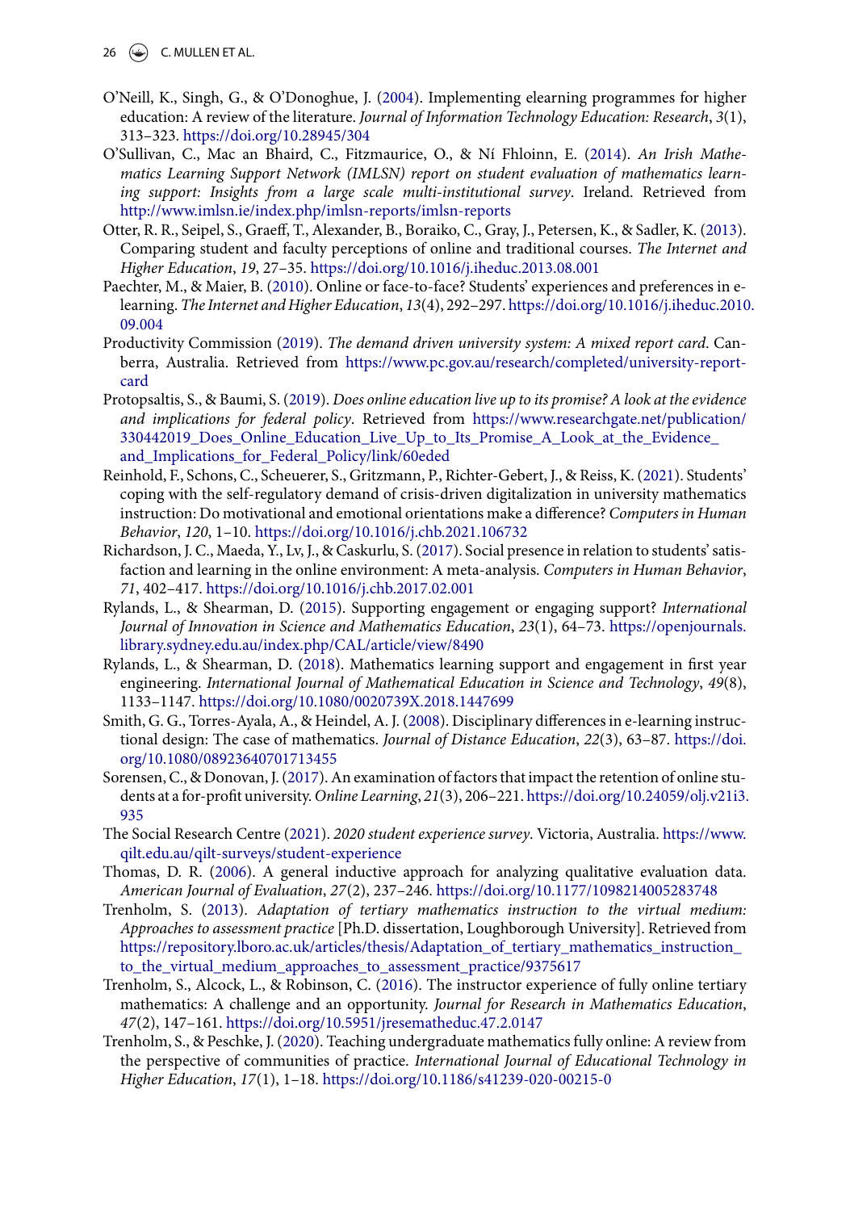O'Neill, K., Singh, G., & O'Donoghue, J. (2004). Implementing elearning programmes for higher education: A review of the literature. *Journal of Information Technology Education: Research*, *3*(1), 313–323. https://doi.org/10.28945/304

O'Sullivan, C., Mac an Bhaird, C., Fitzmaurice, O., & Ní Fhloinn, E. (2014). *An Irish Mathematics Learning Support Network (IMLSN) report on student evaluation of mathematics learning support: Insights from a large scale multi-institutional survey*. Ireland. Retrieved from http://www.imlsn.ie/index.php/imlsn-reports/imlsn-reports

Otter, R. R., Seipel, S., Graeff, T., Alexander, B., Boraiko, C., Gray, J., Petersen, K., & Sadler, K. (2013). Comparing student and faculty perceptions of online and traditional courses. *The Internet and Higher Education*, *19*, 27–35. https://doi.org/10.1016/j.iheduc.2013.08.001

Paechter, M., & Maier, B. (2010). Online or face-to-face? Students' experiences and preferences in e-learning. *The Internet and Higher Education*, *13*(4), 292–297. https://doi.org/10.1016/j.iheduc.2010.09.004

Productivity Commission (2019). *The demand driven university system: A mixed report card*. Canberra, Australia. Retrieved from https://www.pc.gov.au/research/completed/university-report-card

Protopsaltis, S., & Baumi, S. (2019). *Does online education live up to its promise? A look at the evidence and implications for federal policy*. Retrieved from https://www.researchgate.net/publication/330442019_Does_Online_Education_Live_Up_to_Its_Promise_A_Look_at_the_Evidence_and_Implications_for_Federal_Policy/link/60eded

Reinhold, F., Schons, C., Scheuerer, S., Gritzmann, P., Richter-Gebert, J., & Reiss, K. (2021). Students' coping with the self-regulatory demand of crisis-driven digitalization in university mathematics instruction: Do motivational and emotional orientations make a difference? *Computers in Human Behavior*, *120*, 1–10. https://doi.org/10.1016/j.chb.2021.106732

Richardson, J. C., Maeda, Y., Lv, J., & Caskurlu, S. (2017). Social presence in relation to students' satisfaction and learning in the online environment: A meta-analysis. *Computers in Human Behavior*, *71*, 402–417. https://doi.org/10.1016/j.chb.2017.02.001

Rylands, L., & Shearman, D. (2015). Supporting engagement or engaging support? *International Journal of Innovation in Science and Mathematics Education*, *23*(1), 64–73. https://openjournals.library.sydney.edu.au/index.php/CAL/article/view/8490

Rylands, L., & Shearman, D. (2018). Mathematics learning support and engagement in first year engineering. *International Journal of Mathematical Education in Science and Technology*, *49*(8), 1133–1147. https://doi.org/10.1080/0020739X.2018.1447699

Smith, G. G., Torres-Ayala, A., & Heindel, A. J. (2008). Disciplinary differences in e-learning instructional design: The case of mathematics. *Journal of Distance Education*, *22*(3), 63–87. https://doi.org/10.1080/08923640701713455

Sorensen, C., & Donovan, J. (2017). An examination of factors that impact the retention of online students at a for-profit university. *Online Learning*, *21*(3), 206–221. https://doi.org/10.24059/olj.v21i3.935

The Social Research Centre (2021). *2020 student experience survey*. Victoria, Australia. https://www.qilt.edu.au/qilt-surveys/student-experience

Thomas, D. R. (2006). A general inductive approach for analyzing qualitative evaluation data. *American Journal of Evaluation*, *27*(2), 237–246. https://doi.org/10.1177/1098214005283748

Trenholm, S. (2013). *Adaptation of tertiary mathematics instruction to the virtual medium: Approaches to assessment practice* [Ph.D. dissertation, Loughborough University]. Retrieved from https://repository.lboro.ac.uk/articles/thesis/Adaptation_of_tertiary_mathematics_instruction_to_the_virtual_medium_approaches_to_assessment_practice/9375617

Trenholm, S., Alcock, L., & Robinson, C. (2016). The instructor experience of fully online tertiary mathematics: A challenge and an opportunity. *Journal for Research in Mathematics Education*, *47*(2), 147–161. https://doi.org/10.5951/jresematheduc.47.2.0147

Trenholm, S., & Peschke, J. (2020). Teaching undergraduate mathematics fully online: A review from the perspective of communities of practice. *International Journal of Educational Technology in Higher Education*, *17*(1), 1–18. https://doi.org/10.1186/s41239-020-00215-0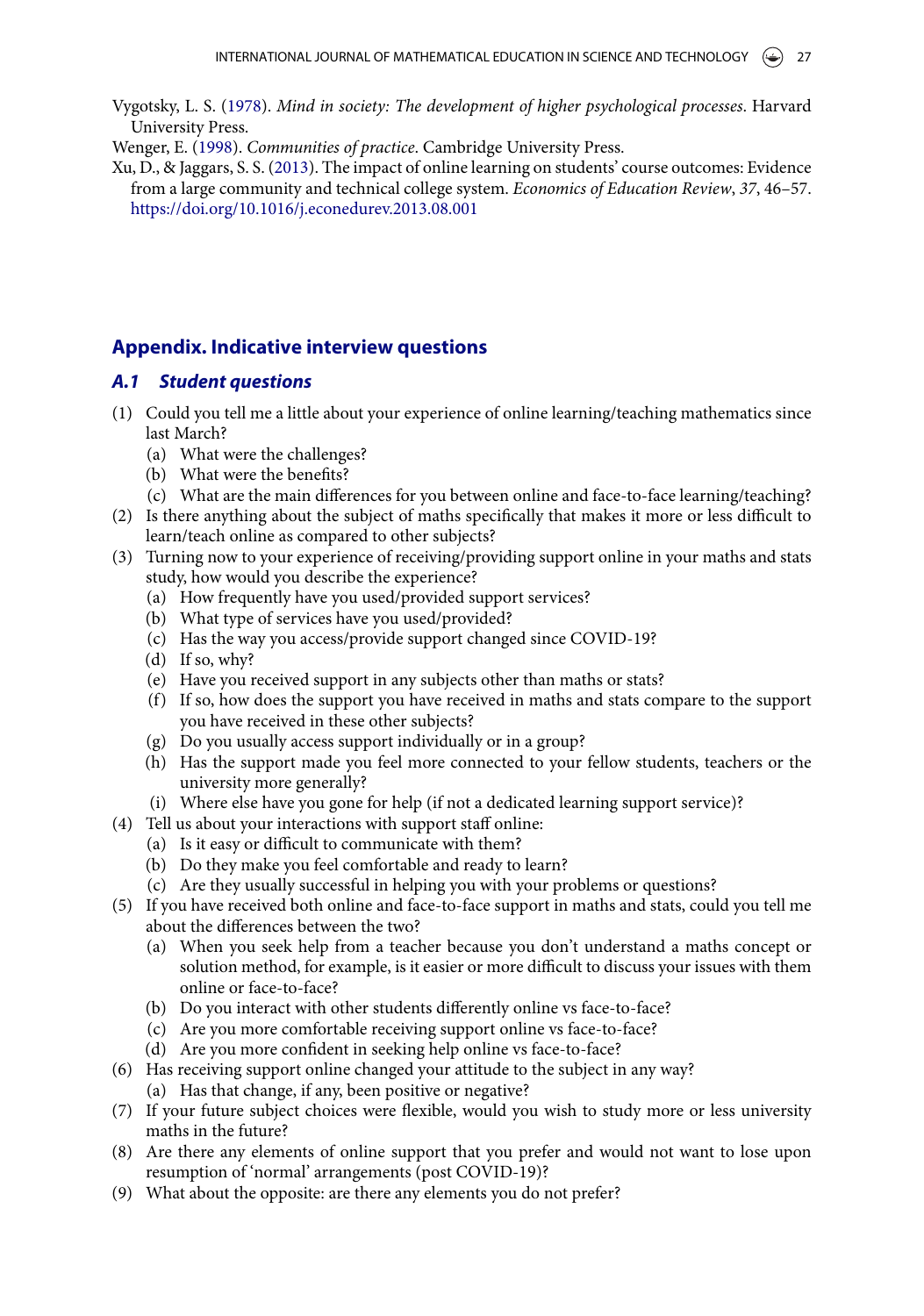Vygotsky, L. S. (1978). *Mind in society: The development of higher psychological processes*. Harvard University Press.

Wenger, E. (1998). *Communities of practice*. Cambridge University Press.

Xu, D., & Jaggars, S. S. (2013). The impact of online learning on students' course outcomes: Evidence from a large community and technical college system. *Economics of Education Review*, *37*, 46–57. https://doi.org/10.1016/j.econedurev.2013.08.001

## Appendix. Indicative interview questions

### A.1 Student questions

(1) Could you tell me a little about your experience of online learning/teaching mathematics since last March?
  - (a) What were the challenges?
  - (b) What were the benefits?
  - (c) What are the main differences for you between online and face-to-face learning/teaching?

(2) Is there anything about the subject of maths specifically that makes it more or less difficult to learn/teach online as compared to other subjects?

(3) Turning now to your experience of receiving/providing support online in your maths and stats study, how would you describe the experience?
  - (a) How frequently have you used/provided support services?
  - (b) What type of services have you used/provided?
  - (c) Has the way you access/provide support changed since COVID-19?
  - (d) If so, why?
  - (e) Have you received support in any subjects other than maths or stats?
  - (f) If so, how does the support you have received in maths and stats compare to the support you have received in these other subjects?
  - (g) Do you usually access support individually or in a group?
  - (h) Has the support made you feel more connected to your fellow students, teachers or the university more generally?
  - (i) Where else have you gone for help (if not a dedicated learning support service)?

(4) Tell us about your interactions with support staff online:
  - (a) Is it easy or difficult to communicate with them?
  - (b) Do they make you feel comfortable and ready to learn?
  - (c) Are they usually successful in helping you with your problems or questions?

(5) If you have received both online and face-to-face support in maths and stats, could you tell me about the differences between the two?
  - (a) When you seek help from a teacher because you don't understand a maths concept or solution method, for example, is it easier or more difficult to discuss your issues with them online or face-to-face?
  - (b) Do you interact with other students differently online vs face-to-face?
  - (c) Are you more comfortable receiving support online vs face-to-face?
  - (d) Are you more confident in seeking help online vs face-to-face?

(6) Has receiving support online changed your attitude to the subject in any way?
  - (a) Has that change, if any, been positive or negative?

(7) If your future subject choices were flexible, would you wish to study more or less university maths in the future?

(8) Are there any elements of online support that you prefer and would not want to lose upon resumption of 'normal' arrangements (post COVID-19)?

(9) What about the opposite: are there any elements you do not prefer?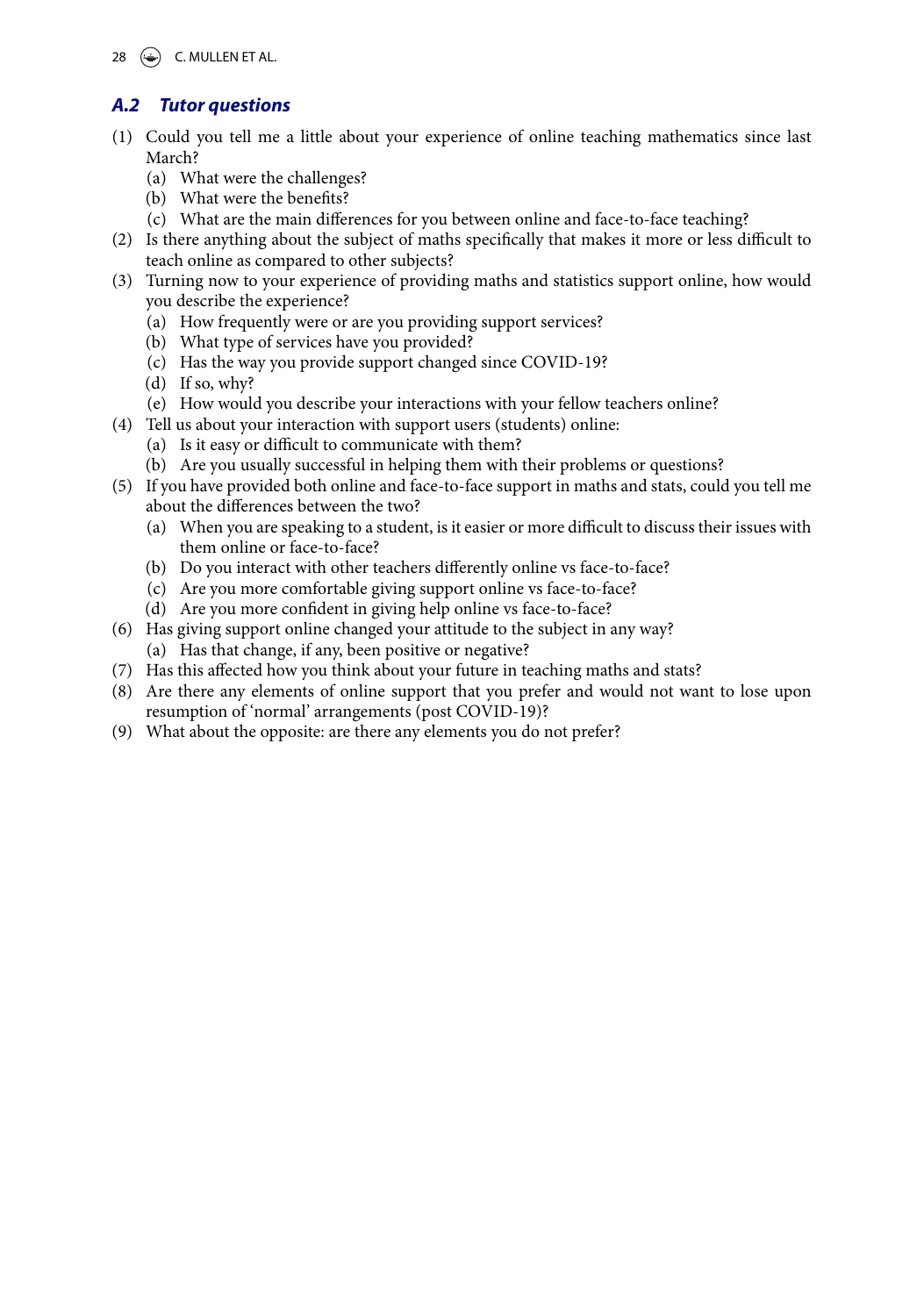### A.2 Tutor questions

(1) Could you tell me a little about your experience of online teaching mathematics since last March?
  (a) What were the challenges?
  (b) What were the benefits?
  (c) What are the main differences for you between online and face-to-face teaching?
(2) Is there anything about the subject of maths specifically that makes it more or less difficult to teach online as compared to other subjects?
(3) Turning now to your experience of providing maths and statistics support online, how would you describe the experience?
  (a) How frequently were or are you providing support services?
  (b) What type of services have you provided?
  (c) Has the way you provide support changed since COVID-19?
  (d) If so, why?
  (e) How would you describe your interactions with your fellow teachers online?
(4) Tell us about your interaction with support users (students) online:
  (a) Is it easy or difficult to communicate with them?
  (b) Are you usually successful in helping them with their problems or questions?
(5) If you have provided both online and face-to-face support in maths and stats, could you tell me about the differences between the two?
  (a) When you are speaking to a student, is it easier or more difficult to discuss their issues with them online or face-to-face?
  (b) Do you interact with other teachers differently online vs face-to-face?
  (c) Are you more comfortable giving support online vs face-to-face?
  (d) Are you more confident in giving help online vs face-to-face?
(6) Has giving support online changed your attitude to the subject in any way?
  (a) Has that change, if any, been positive or negative?
(7) Has this affected how you think about your future in teaching maths and stats?
(8) Are there any elements of online support that you prefer and would not want to lose upon resumption of 'normal' arrangements (post COVID-19)?
(9) What about the opposite: are there any elements you do not prefer?